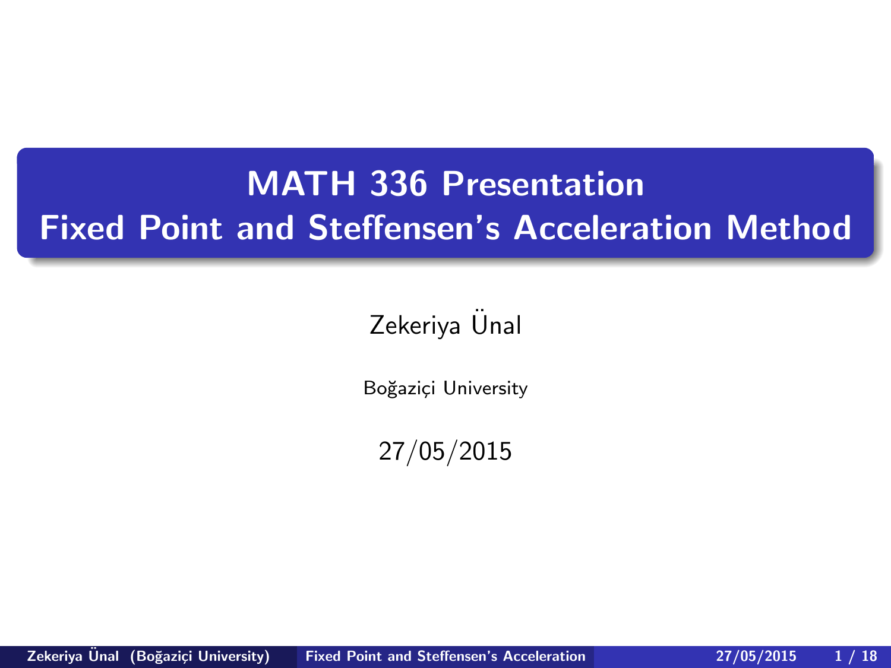# MATH 336 Presentation
# Fixed Point and Steffensen's Acceleration Method

Zekeriya Ünal

Boğaziçi University

27/05/2015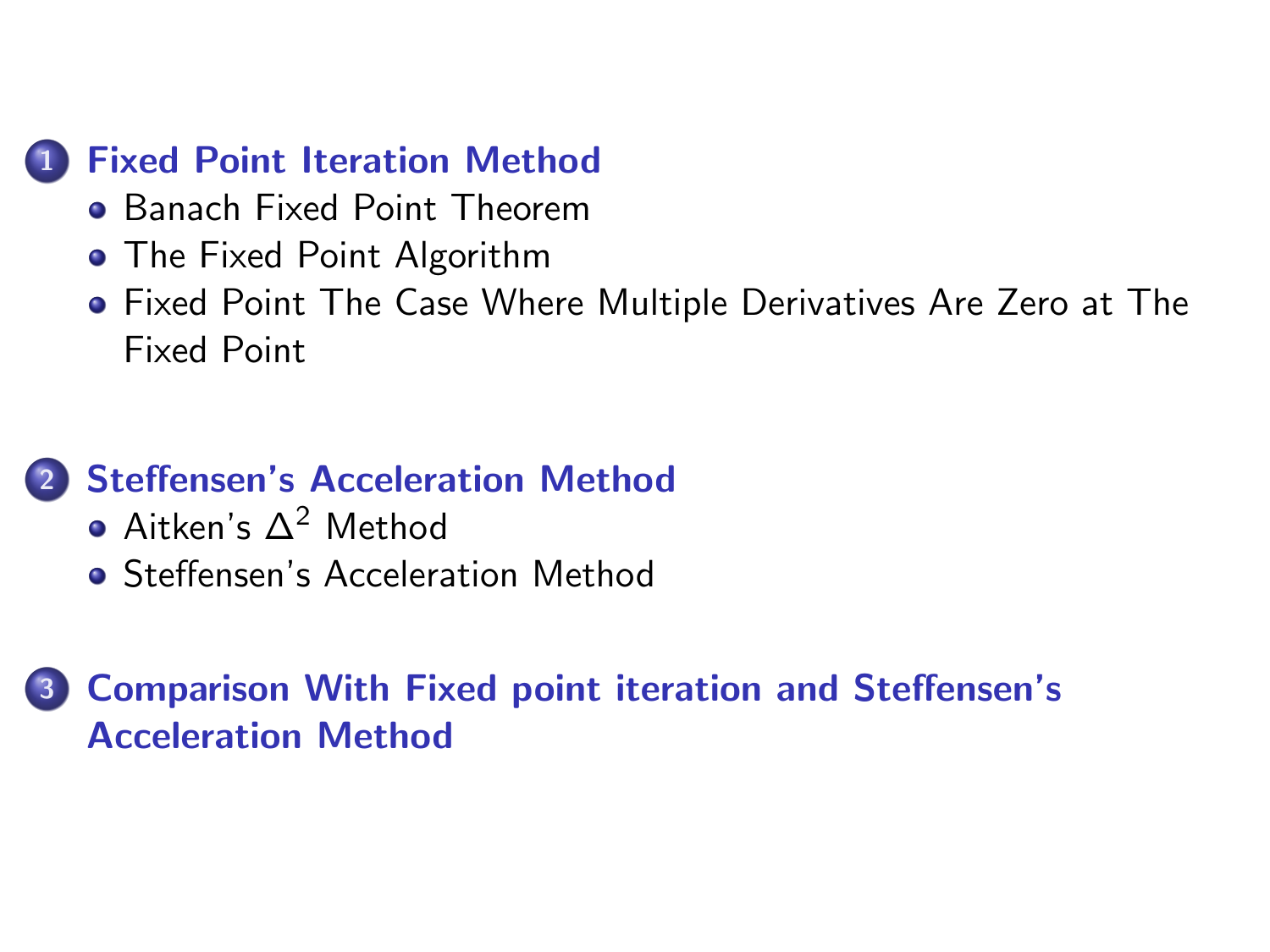1. **Fixed Point Iteration Method**
   - Banach Fixed Point Theorem
   - The Fixed Point Algorithm
   - Fixed Point The Case Where Multiple Derivatives Are Zero at The Fixed Point

2. **Steffensen's Acceleration Method**
   - Aitken's $\Delta^2$ Method
   - Steffensen's Acceleration Method

3. **Comparison With Fixed point iteration and Steffensen's Acceleration Method**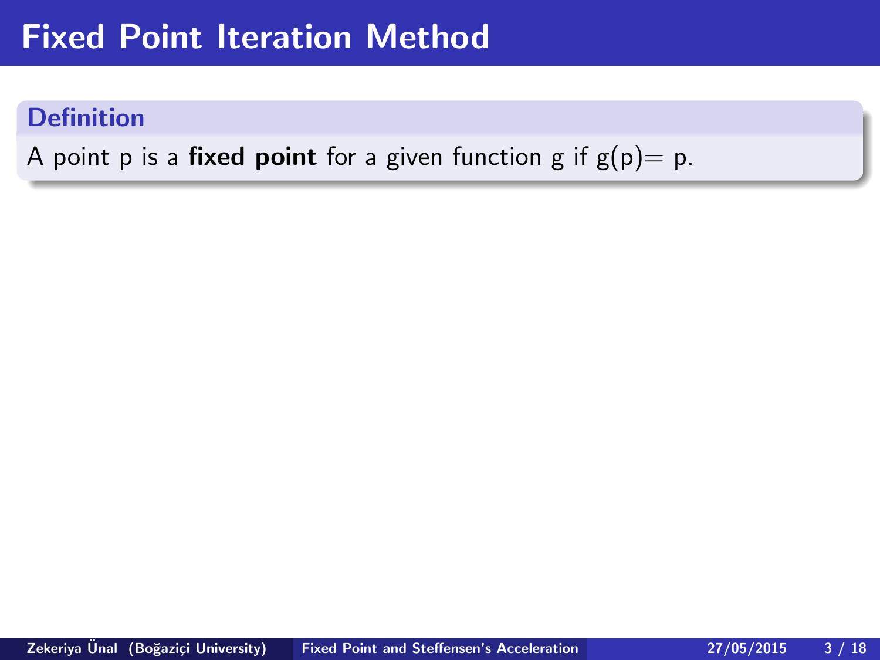# Fixed Point Iteration Method

**Definition**

A point p is a **fixed point** for a given function g if g(p)= p.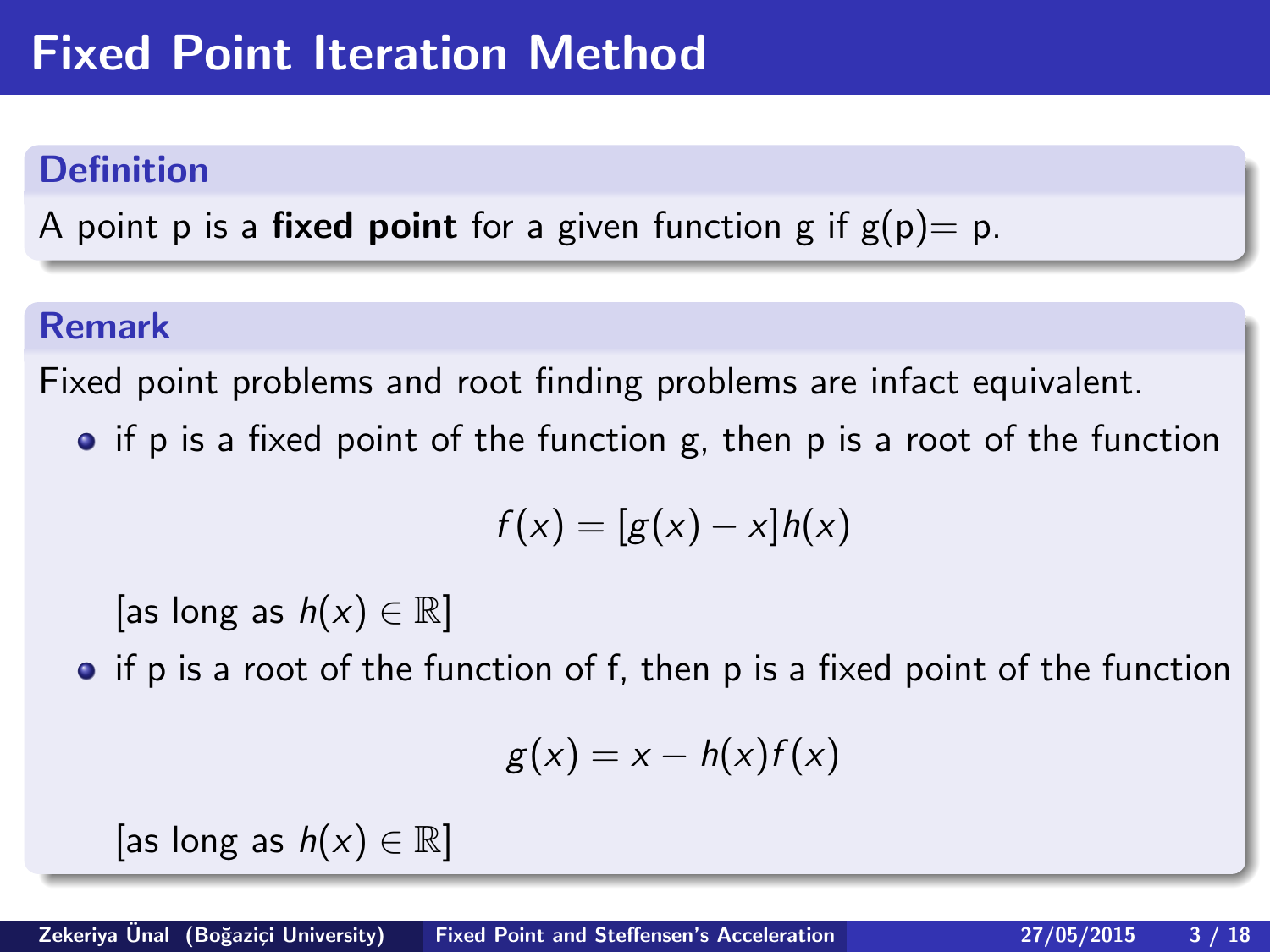# Fixed Point Iteration Method

### Definition

A point p is a **fixed point** for a given function g if g(p)= p.

### Remark

Fixed point problems and root finding problems are infact equivalent.

- if p is a fixed point of the function g, then p is a root of the function

$$f(x) = [g(x) - x]h(x)$$

[as long as $h(x) \in \mathbb{R}$]

- if p is a root of the function of f, then p is a fixed point of the function

$$g(x) = x - h(x)f(x)$$

[as long as $h(x) \in \mathbb{R}$]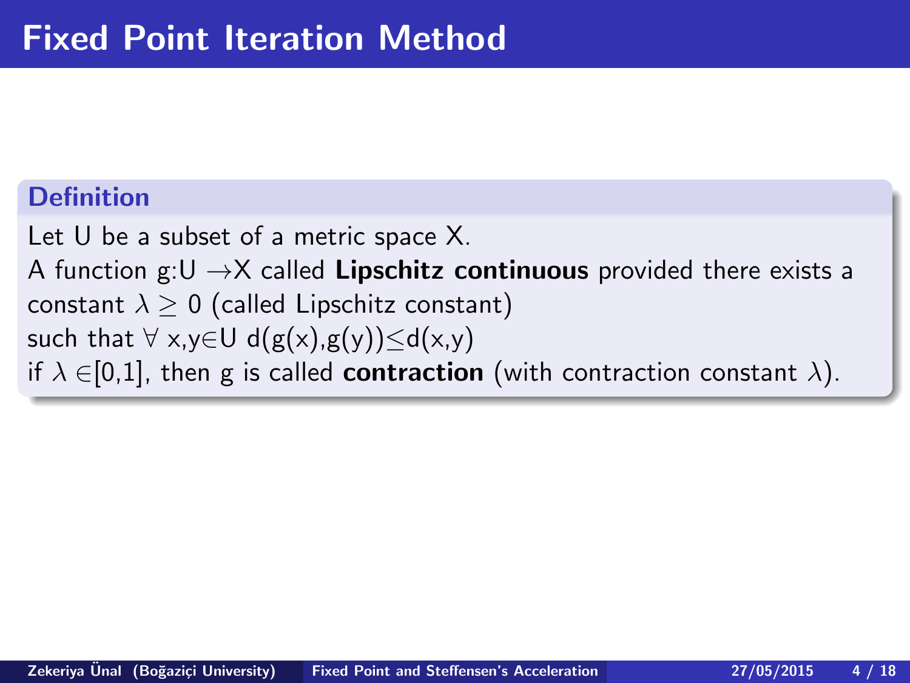# Fixed Point Iteration Method

**Definition**

Let U be a subset of a metric space X.
A function g:U $\rightarrow$X called **Lipschitz continuous** provided there exists a constant $\lambda \geq 0$ (called Lipschitz constant)
such that $\forall$ x,y$\in$U d(g(x),g(y))$\leq$d(x,y)
if $\lambda \in$[0,1], then g is called **contraction** (with contraction constant $\lambda$).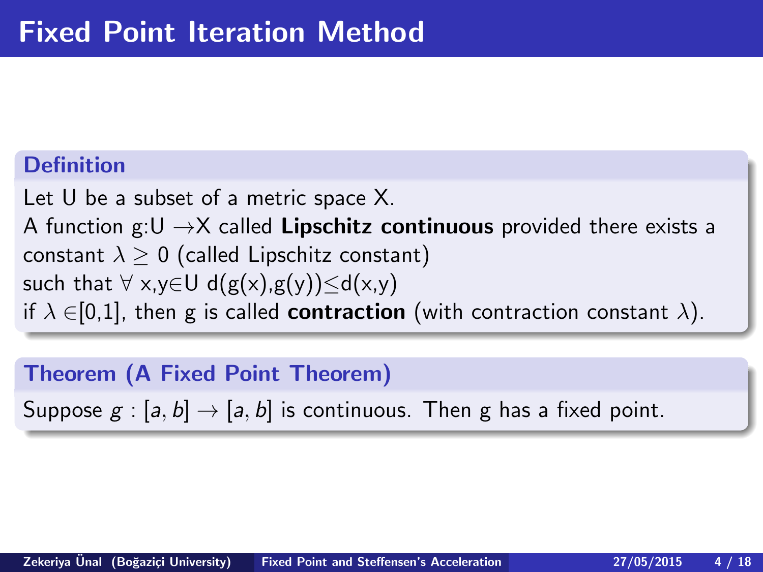# Fixed Point Iteration Method

**Definition**

Let U be a subset of a metric space X.
A function g:U $\rightarrow$X called **Lipschitz continuous** provided there exists a constant $\lambda \geq 0$ (called Lipschitz constant)
such that $\forall$ x,y$\in$U d(g(x),g(y))$\leq$d(x,y)
if $\lambda \in$[0,1], then g is called **contraction** (with contraction constant $\lambda$).

**Theorem (A Fixed Point Theorem)**

Suppose $g : [a, b] \rightarrow [a, b]$ is continuous. Then g has a fixed point.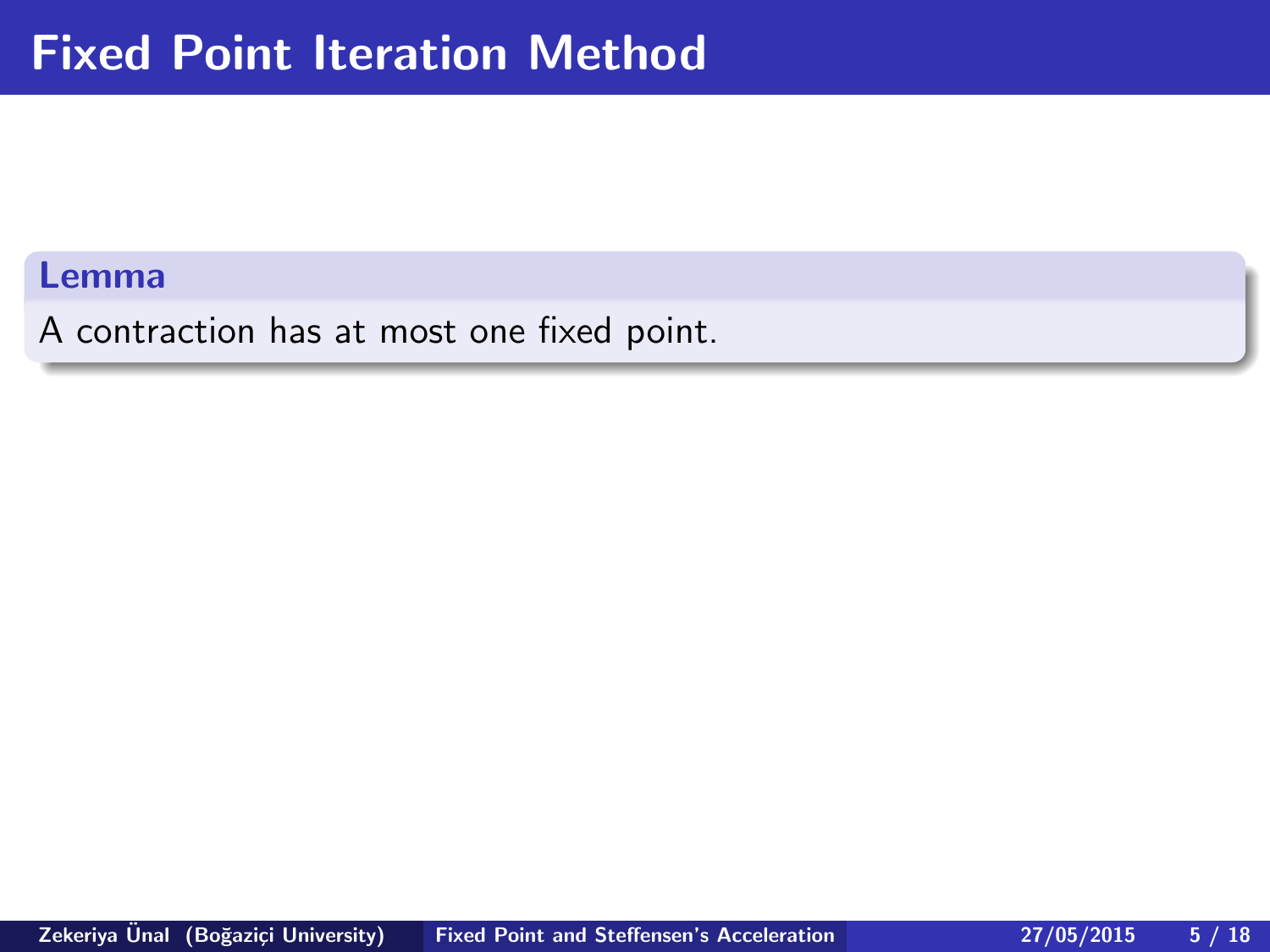# Fixed Point Iteration Method

**Lemma**

A contraction has at most one fixed point.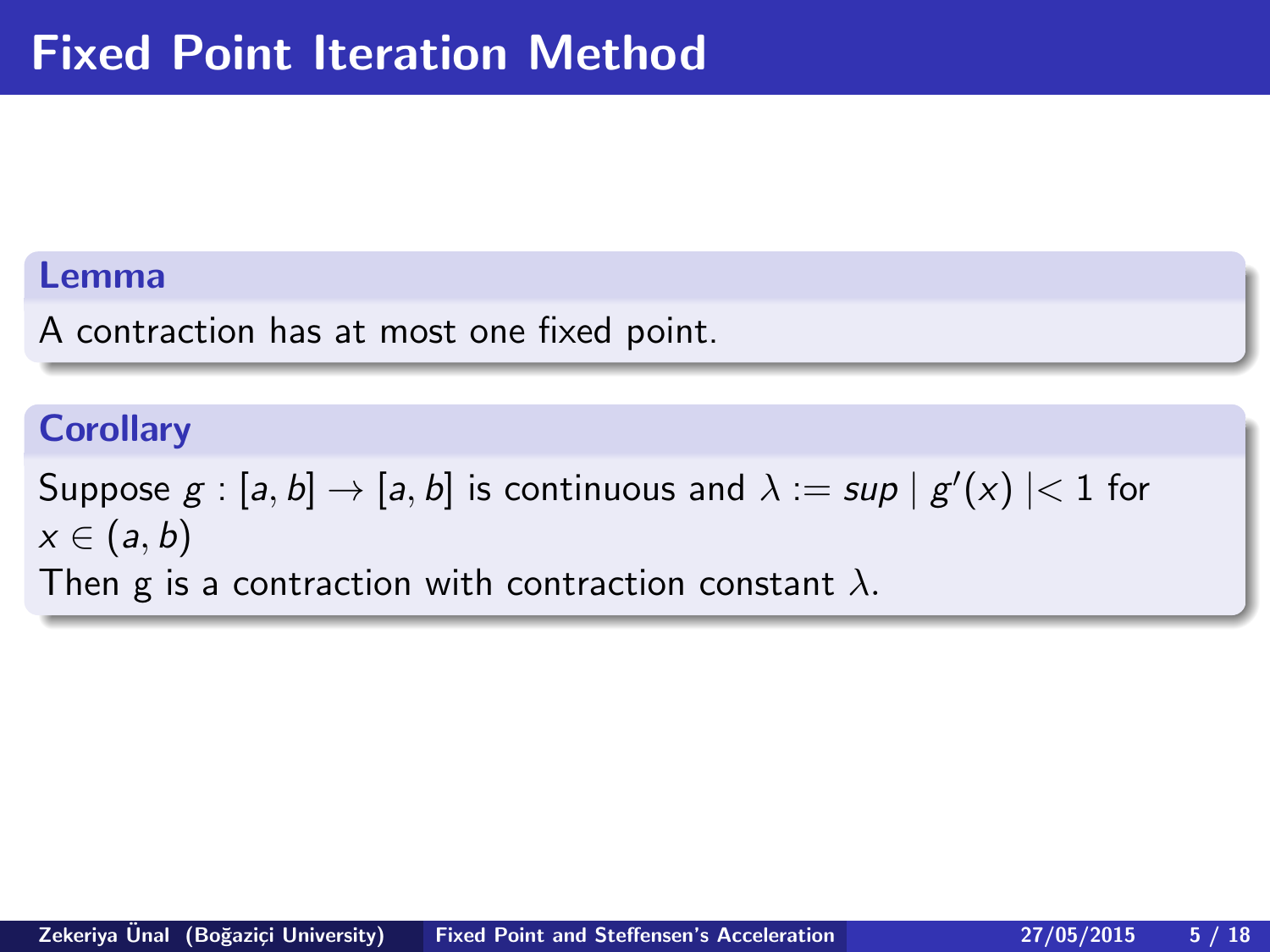# Fixed Point Iteration Method

**Lemma**

A contraction has at most one fixed point.

**Corollary**

Suppose $g : [a, b] \rightarrow [a, b]$ is continuous and $\lambda := sup \mid g'(x) \mid < 1$ for $x \in (a, b)$

Then g is a contraction with contraction constant $\lambda$.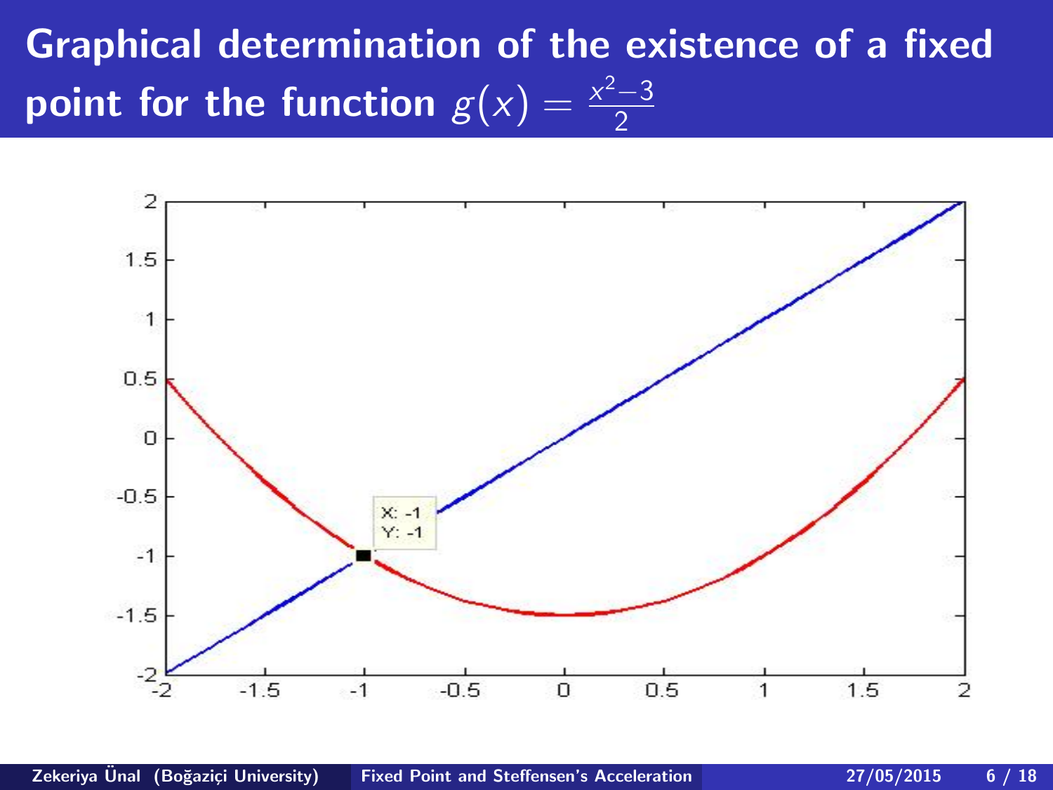# Graphical determination of the existence of a fixed point for the function $g(x) = \frac{x^2-3}{2}$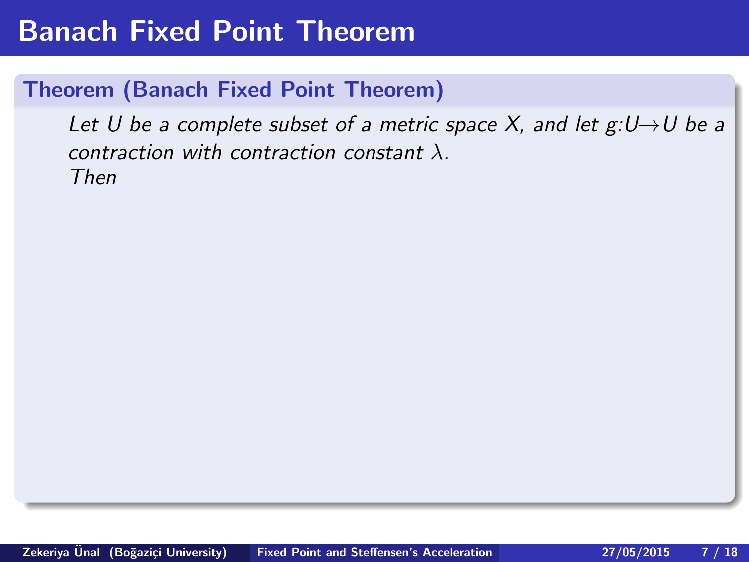# Banach Fixed Point Theorem

**Theorem (Banach Fixed Point Theorem)**

*Let $U$ be a complete subset of a metric space $X$, and let $g$:$U \rightarrow U$ be a contraction with contraction constant $\lambda$.*
*Then*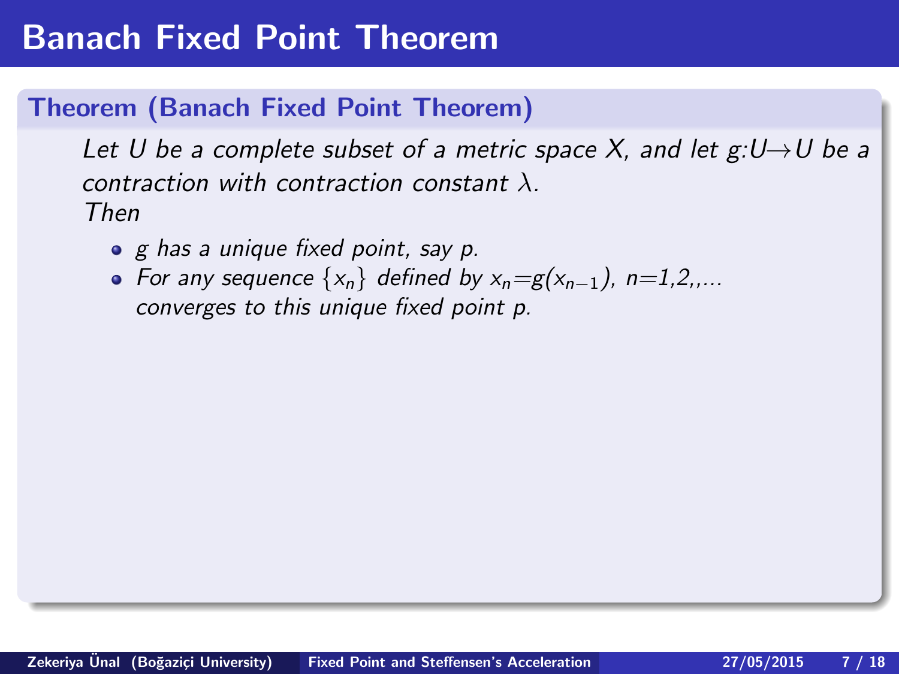# Banach Fixed Point Theorem

### Theorem (Banach Fixed Point Theorem)

*Let $U$ be a complete subset of a metric space $X$, and let $g$:$U \rightarrow U$ be a contraction with contraction constant $\lambda$.*
*Then*

- *$g$ has a unique fixed point, say $p$.*
- *For any sequence $\{x_n\}$ defined by $x_n$=$g(x_{n-1})$, $n$=1,2,,...*
  *converges to this unique fixed point $p$.*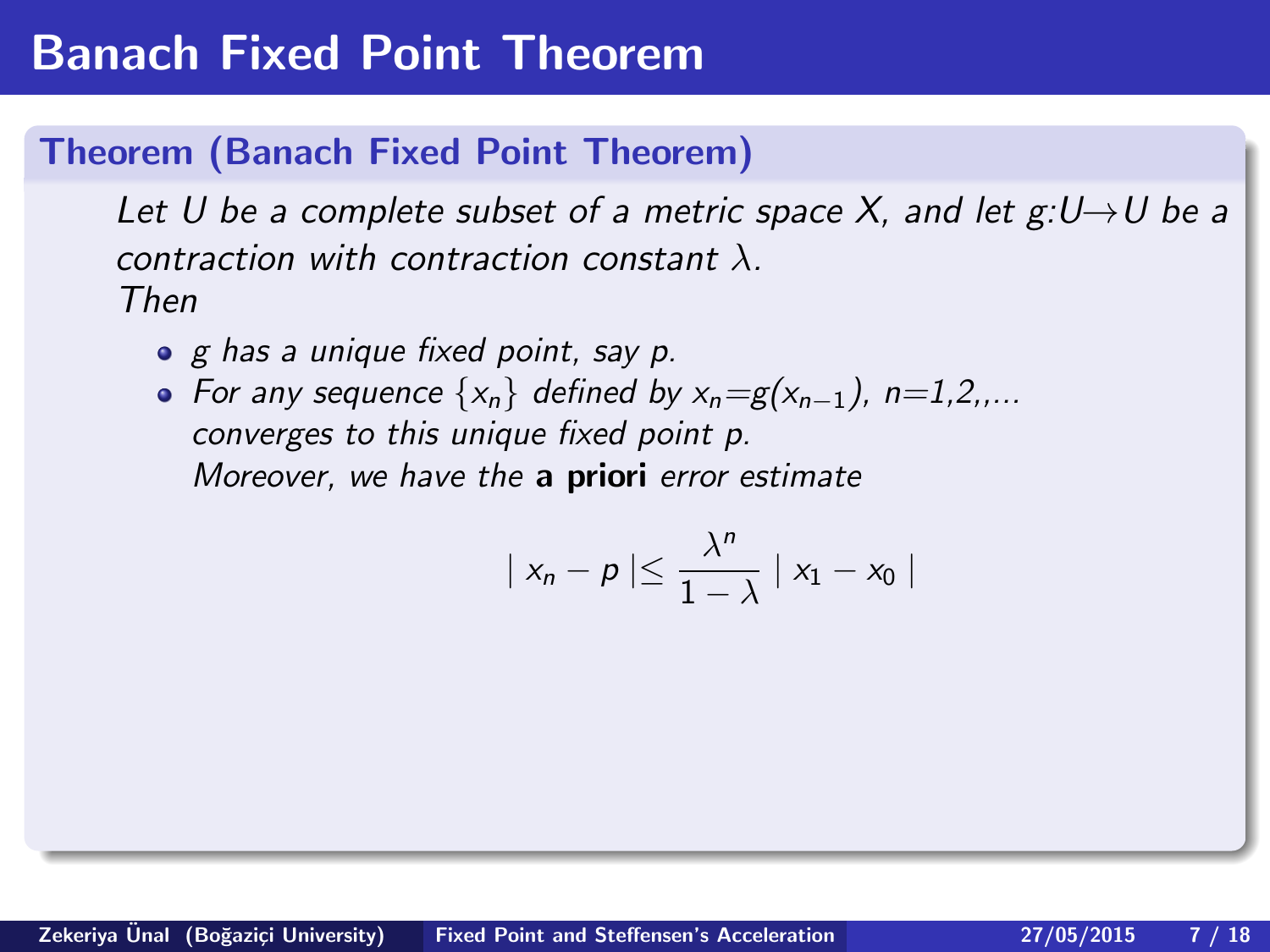# Banach Fixed Point Theorem

**Theorem (Banach Fixed Point Theorem)**

*Let $U$ be a complete subset of a metric space $X$, and let $g:U \rightarrow U$ be a contraction with contraction constant $\lambda$.*
*Then*

- *$g$ has a unique fixed point, say $p$.*
- *For any sequence $\{x_n\}$ defined by $x_n = g(x_{n-1})$, $n=1,2,,...$ converges to this unique fixed point $p$.*
  *Moreover, we have the* **a priori** *error estimate*

$$| x_n - p | \leq \frac{\lambda^n}{1-\lambda} | x_1 - x_0 |$$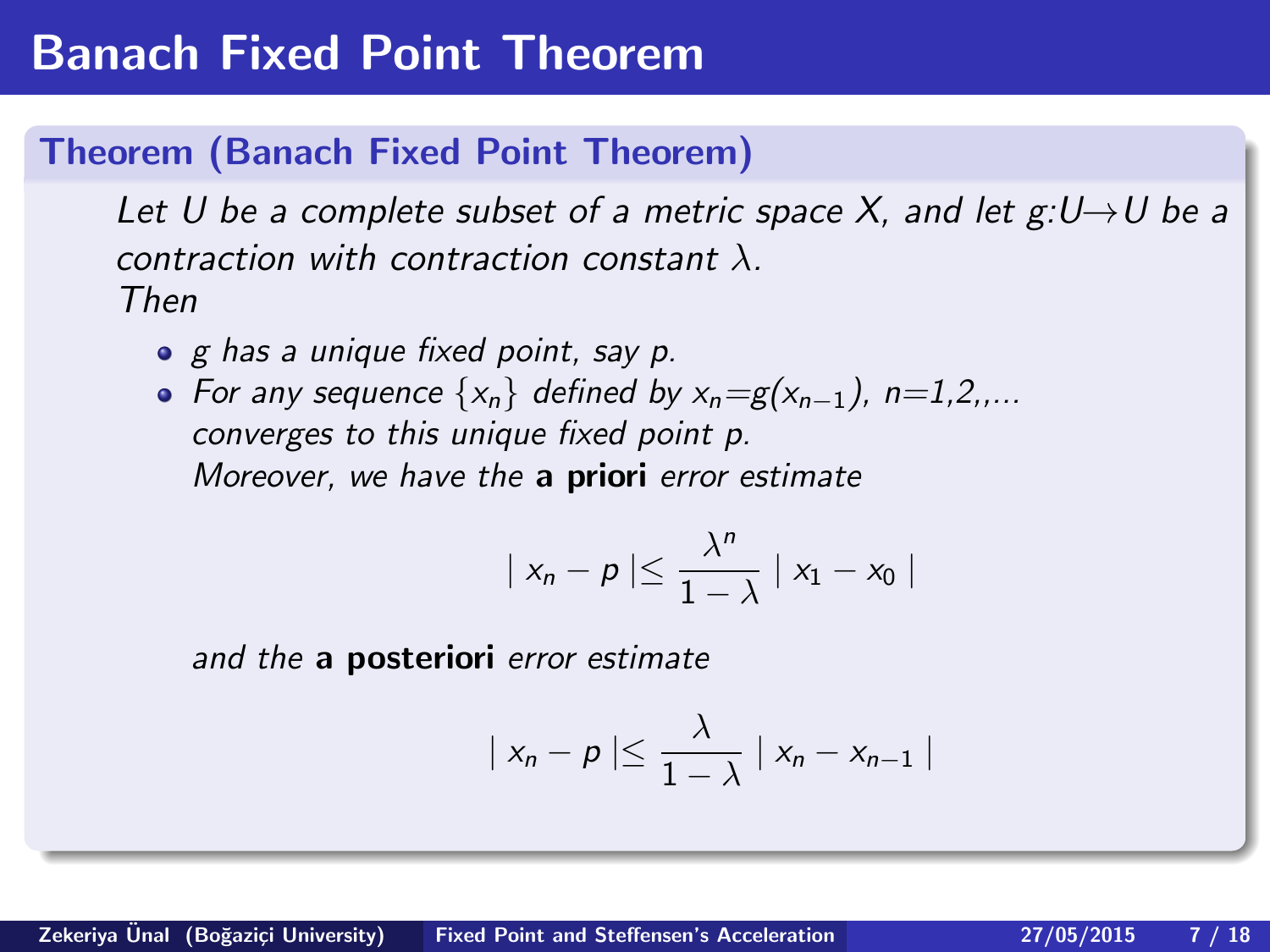# Banach Fixed Point Theorem

## Theorem (Banach Fixed Point Theorem)

*Let $U$ be a complete subset of a metric space $X$, and let $g{:}U{\to}U$ be a contraction with contraction constant $\lambda$.*
*Then*

- *$g$ has a unique fixed point, say $p$.*
- *For any sequence $\{x_n\}$ defined by $x_n{=}g(x_{n-1})$, $n{=}1,2,,...$ converges to this unique fixed point $p$.*
  *Moreover, we have the* **a priori** *error estimate*

$$| x_n - p | \leq \frac{\lambda^n}{1-\lambda} | x_1 - x_0 |$$

  *and the* **a posteriori** *error estimate*

$$| x_n - p | \leq \frac{\lambda}{1-\lambda} | x_n - x_{n-1} |$$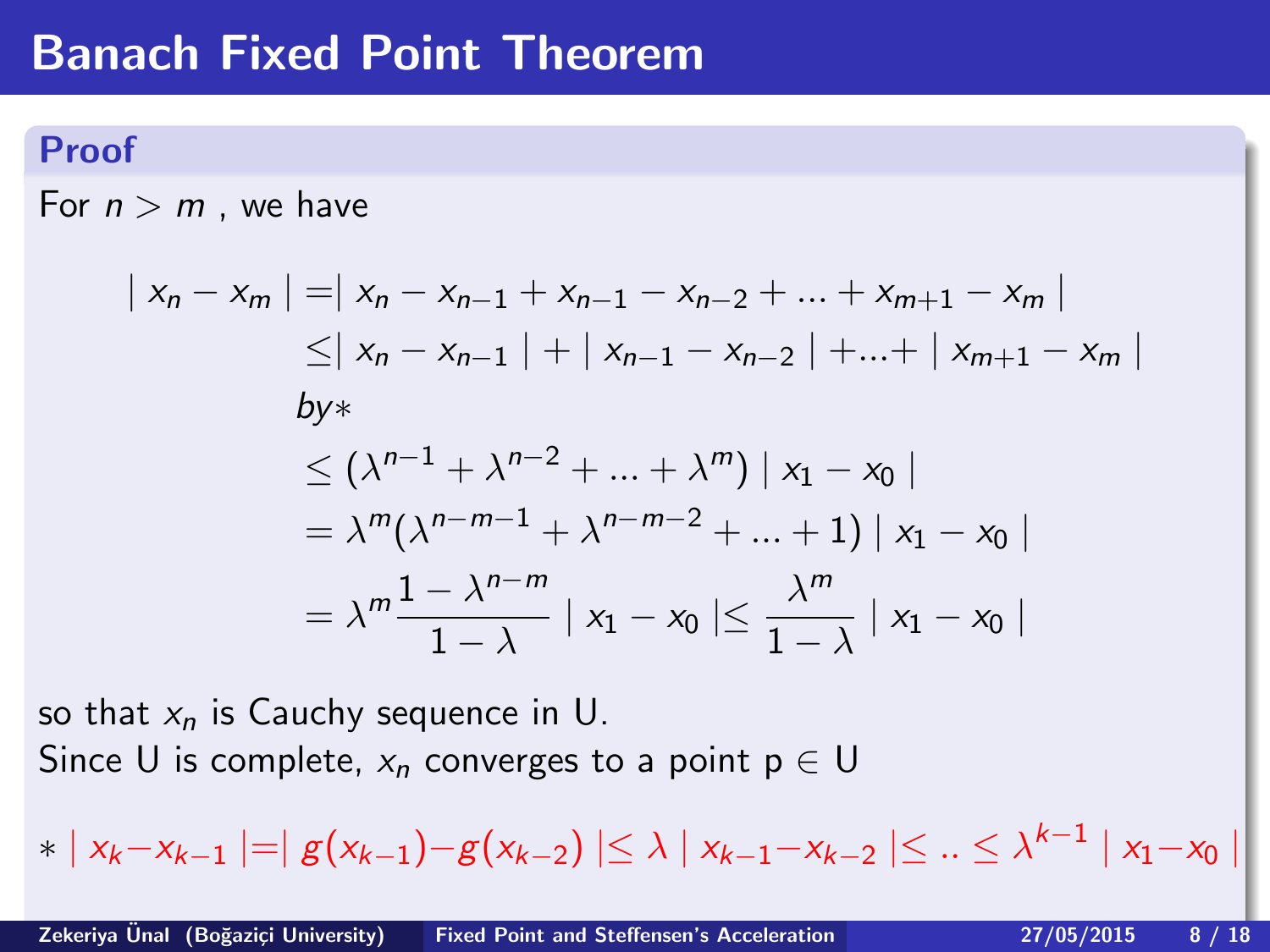# Banach Fixed Point Theorem

**Proof**

For $n > m$ , we have

$$
\begin{aligned}
| x_n - x_m | &= | x_n - x_{n-1} + x_{n-1} - x_{n-2} + ... + x_{m+1} - x_m | \\
&\leq | x_n - x_{n-1} | + | x_{n-1} - x_{n-2} | + ... + | x_{m+1} - x_m | \\
&\quad by* \\
&\leq (\lambda^{n-1} + \lambda^{n-2} + ... + \lambda^m) | x_1 - x_0 | \\
&= \lambda^m (\lambda^{n-m-1} + \lambda^{n-m-2} + ... + 1) | x_1 - x_0 | \\
&= \lambda^m \frac{1 - \lambda^{n-m}}{1 - \lambda} | x_1 - x_0 | \leq \frac{\lambda^m}{1 - \lambda} | x_1 - x_0 |
\end{aligned}
$$

so that $x_n$ is Cauchy sequence in U.
Since U is complete, $x_n$ converges to a point p $\in$ U

$* \; | x_k - x_{k-1} | = | g(x_{k-1}) - g(x_{k-2}) | \leq \lambda \, | x_{k-1} - x_{k-2} | \leq .. \leq \lambda^{k-1} | x_1 - x_0 |$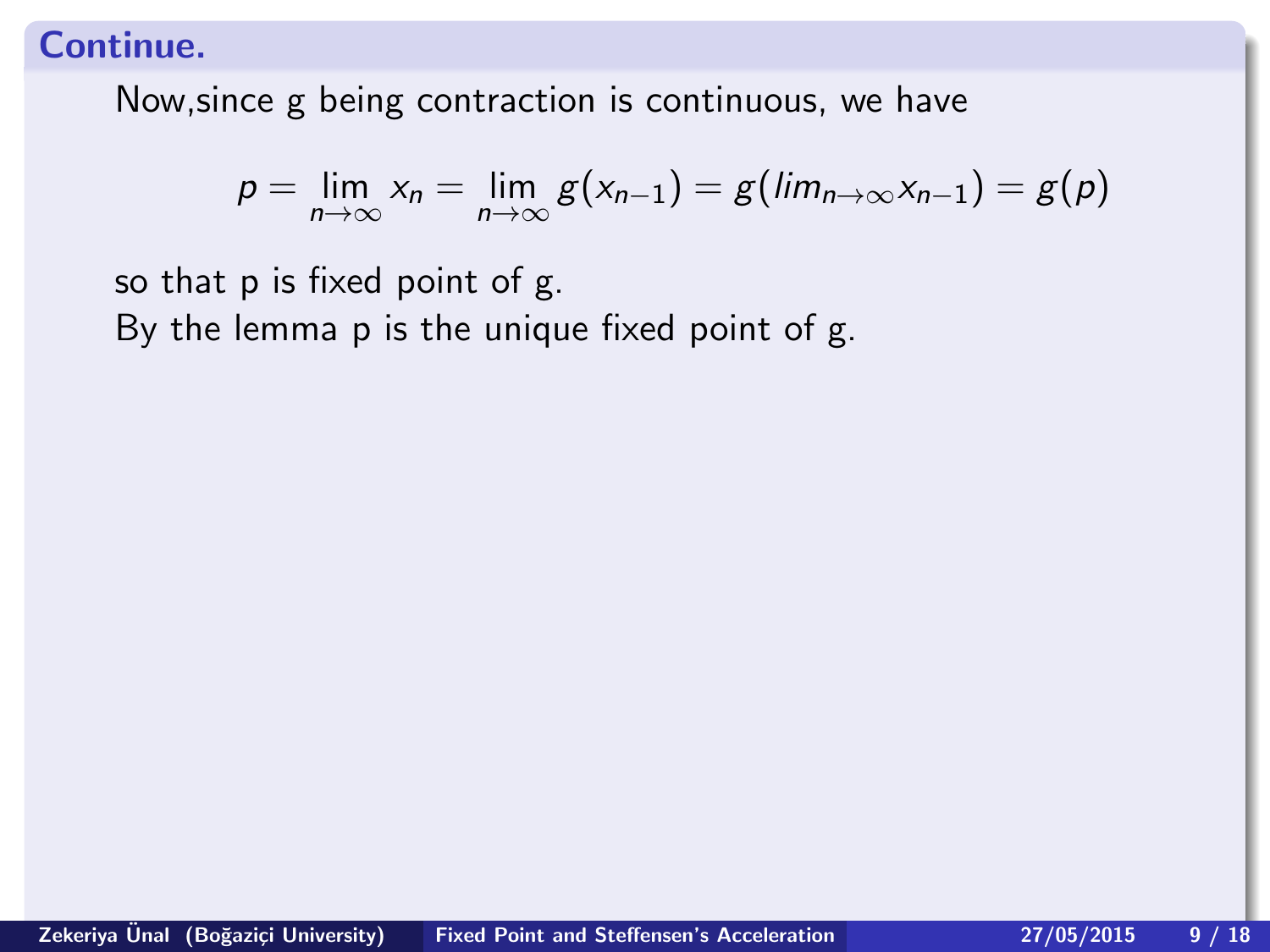## Continue.

Now,since g being contraction is continuous, we have

$$p = \lim_{n\to\infty} x_n = \lim_{n\to\infty} g(x_{n-1}) = g(lim_{n\to\infty} x_{n-1}) = g(p)$$

so that p is fixed point of g.
By the lemma p is the unique fixed point of g.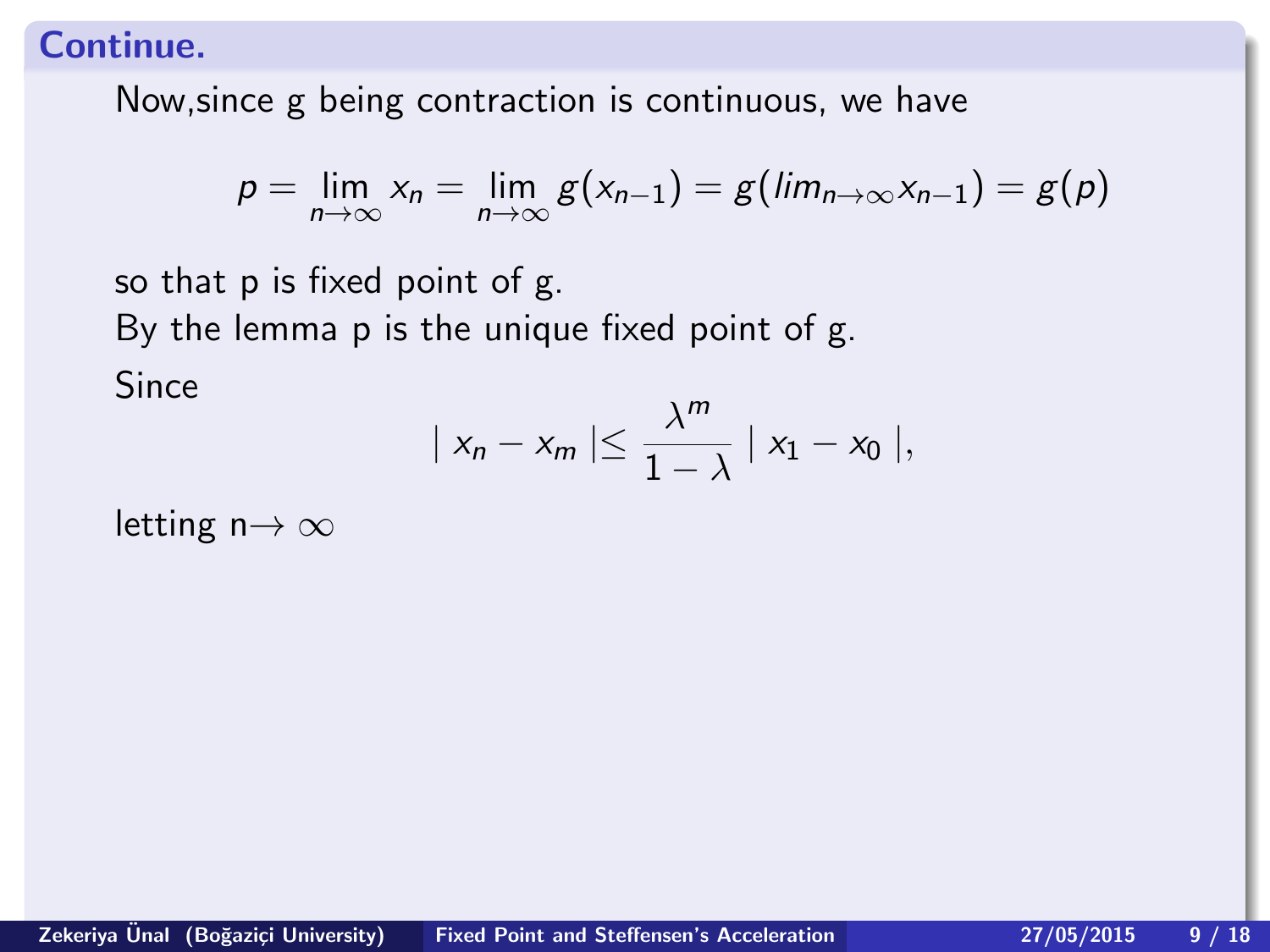## Continue.

Now,since g being contraction is continuous, we have

$$p = \lim_{n\to\infty} x_n = \lim_{n\to\infty} g(x_{n-1}) = g(lim_{n\to\infty} x_{n-1}) = g(p)$$

so that p is fixed point of g.

By the lemma p is the unique fixed point of g.

Since

$$\mid x_n - x_m \mid \leq \frac{\lambda^m}{1-\lambda} \mid x_1 - x_0 \mid,$$

letting n$\rightarrow \infty$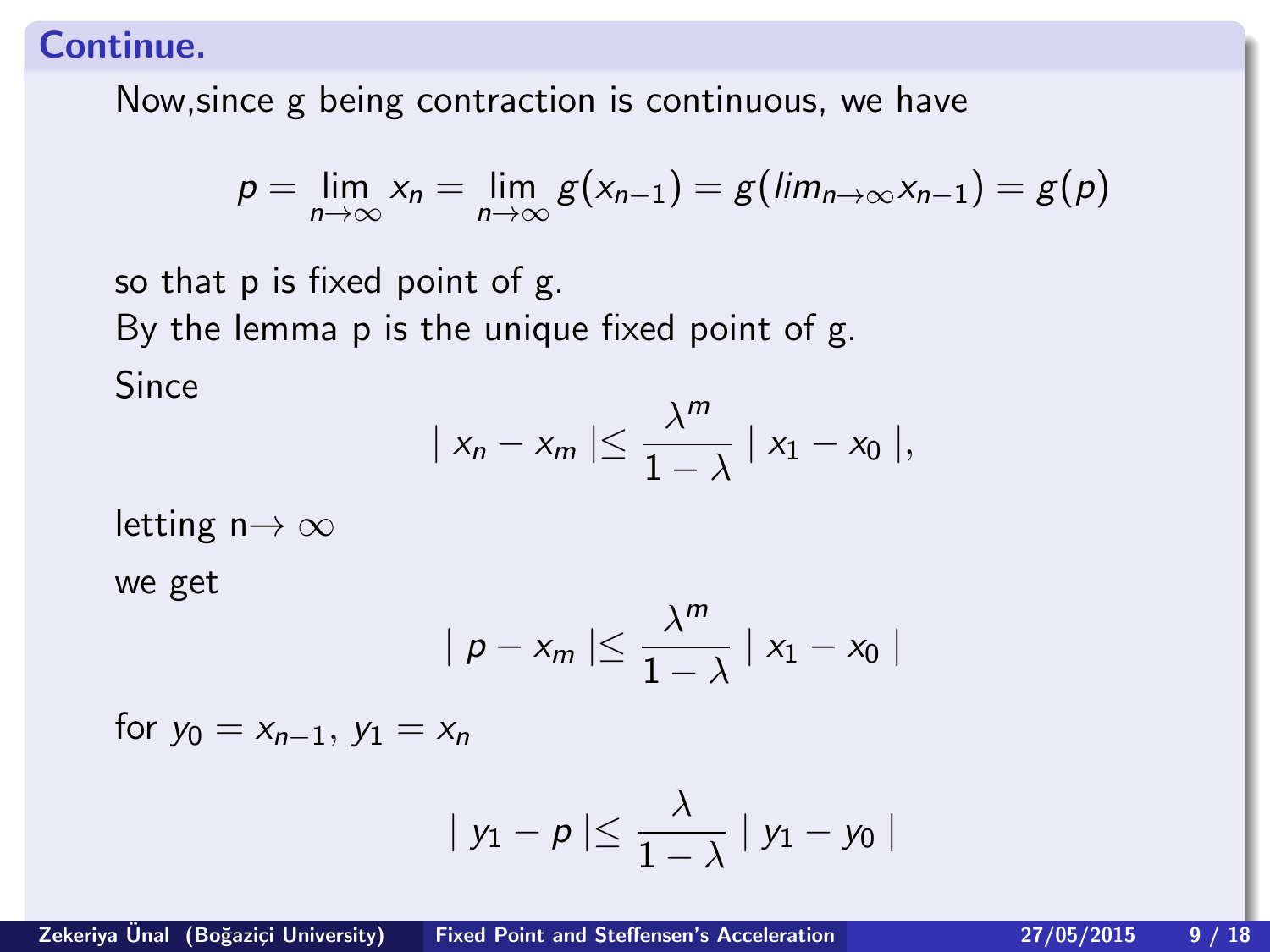## Continue.

Now,since g being contraction is continuous, we have

$$p = \lim_{n\to\infty} x_n = \lim_{n\to\infty} g(x_{n-1}) = g(lim_{n\to\infty} x_{n-1}) = g(p)$$

so that p is fixed point of g.

By the lemma p is the unique fixed point of g.

Since

$$| x_n - x_m | \leq \frac{\lambda^m}{1-\lambda} | x_1 - x_0 |,$$

letting n$\rightarrow \infty$

we get

$$| p - x_m | \leq \frac{\lambda^m}{1-\lambda} | x_1 - x_0 |$$

for $y_0 = x_{n-1},\ y_1 = x_n$

$$| y_1 - p | \leq \frac{\lambda}{1-\lambda} | y_1 - y_0 |$$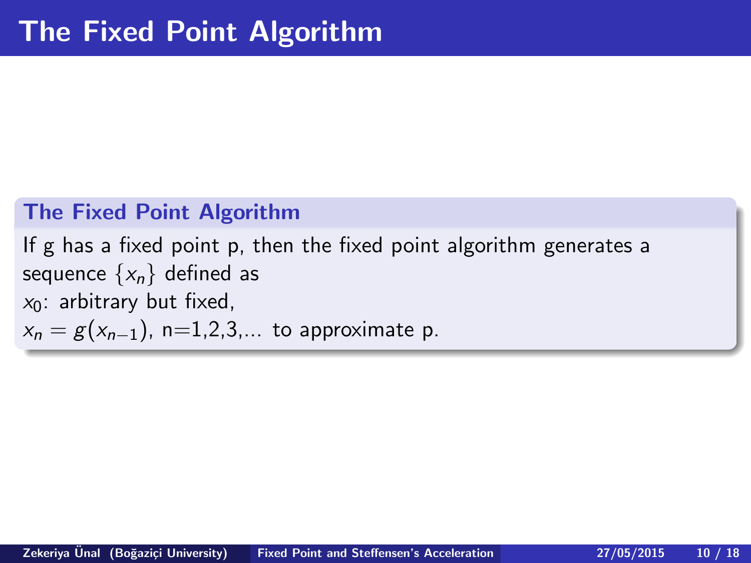# The Fixed Point Algorithm

### The Fixed Point Algorithm

If g has a fixed point p, then the fixed point algorithm generates a sequence $\{x_n\}$ defined as
$x_0$: arbitrary but fixed,
$x_n = g(x_{n-1})$, n=1,2,3,... to approximate p.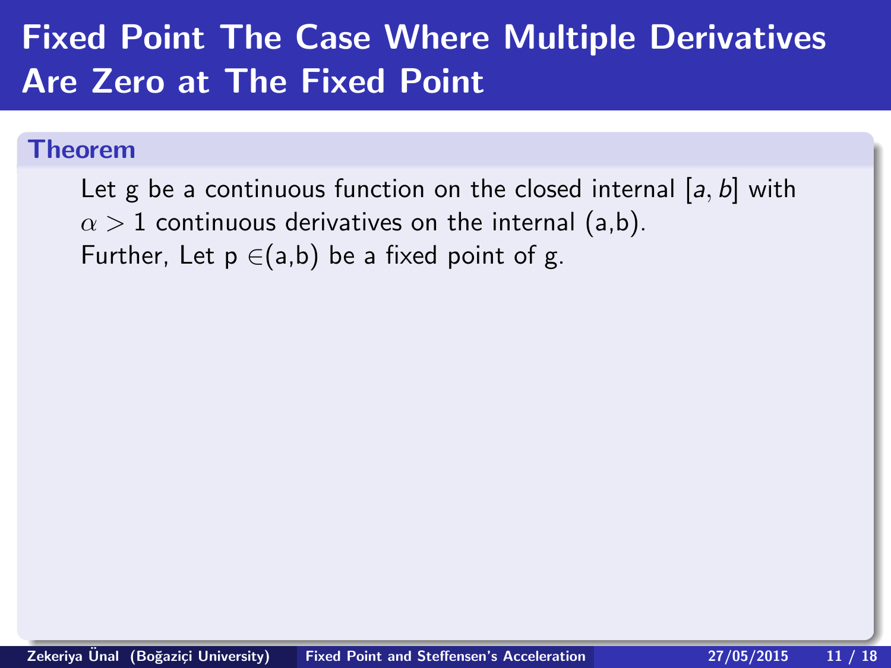# Fixed Point The Case Where Multiple Derivatives Are Zero at The Fixed Point

### Theorem

Let g be a continuous function on the closed internal $[a, b]$ with $\alpha > 1$ continuous derivatives on the internal (a,b).
Further, Let p $\in$(a,b) be a fixed point of g.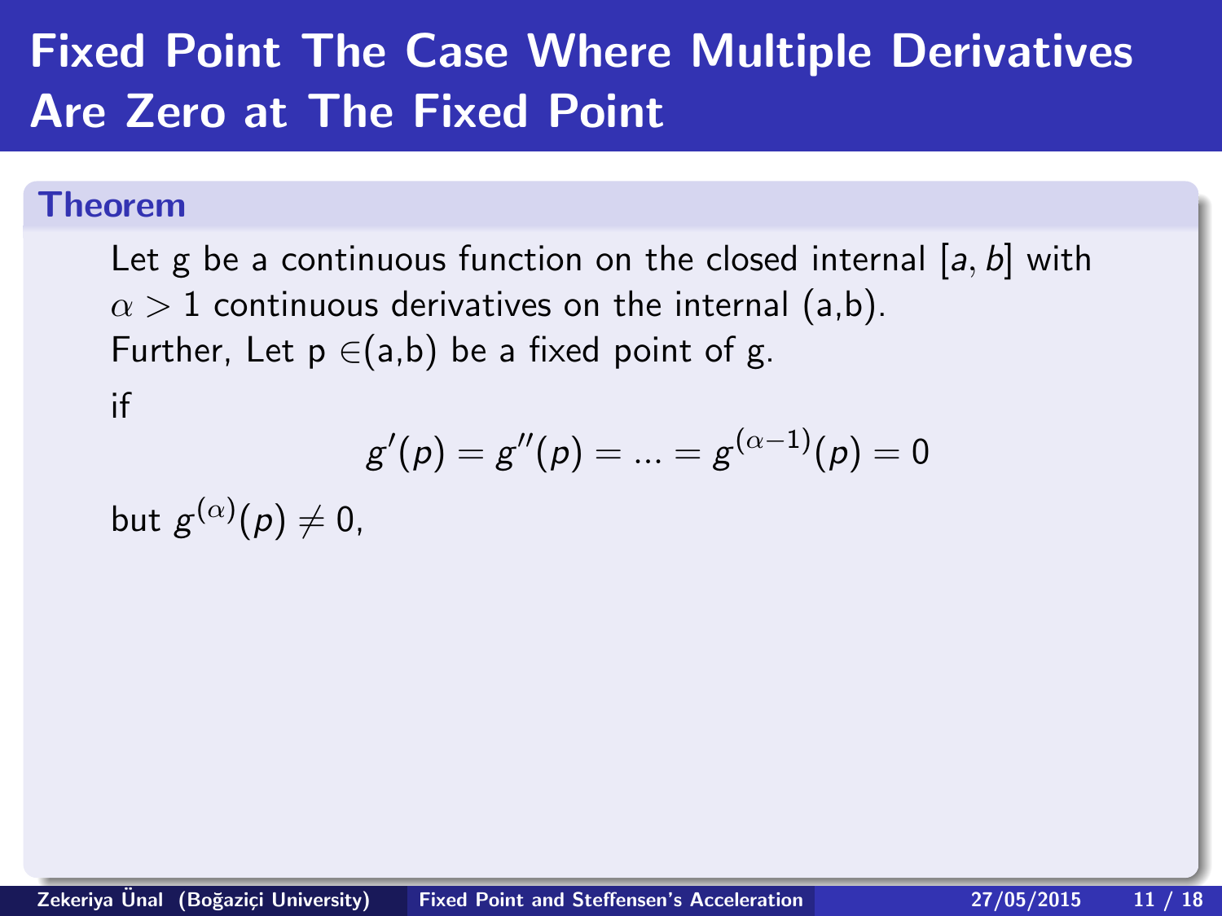# Fixed Point The Case Where Multiple Derivatives Are Zero at The Fixed Point

**Theorem**

Let g be a continuous function on the closed internal $[a, b]$ with $\alpha > 1$ continuous derivatives on the internal (a,b).
Further, Let p $\in$(a,b) be a fixed point of g.
if

$$g'(p) = g''(p) = ... = g^{(\alpha-1)}(p) = 0$$

but $g^{(\alpha)}(p) \neq 0$,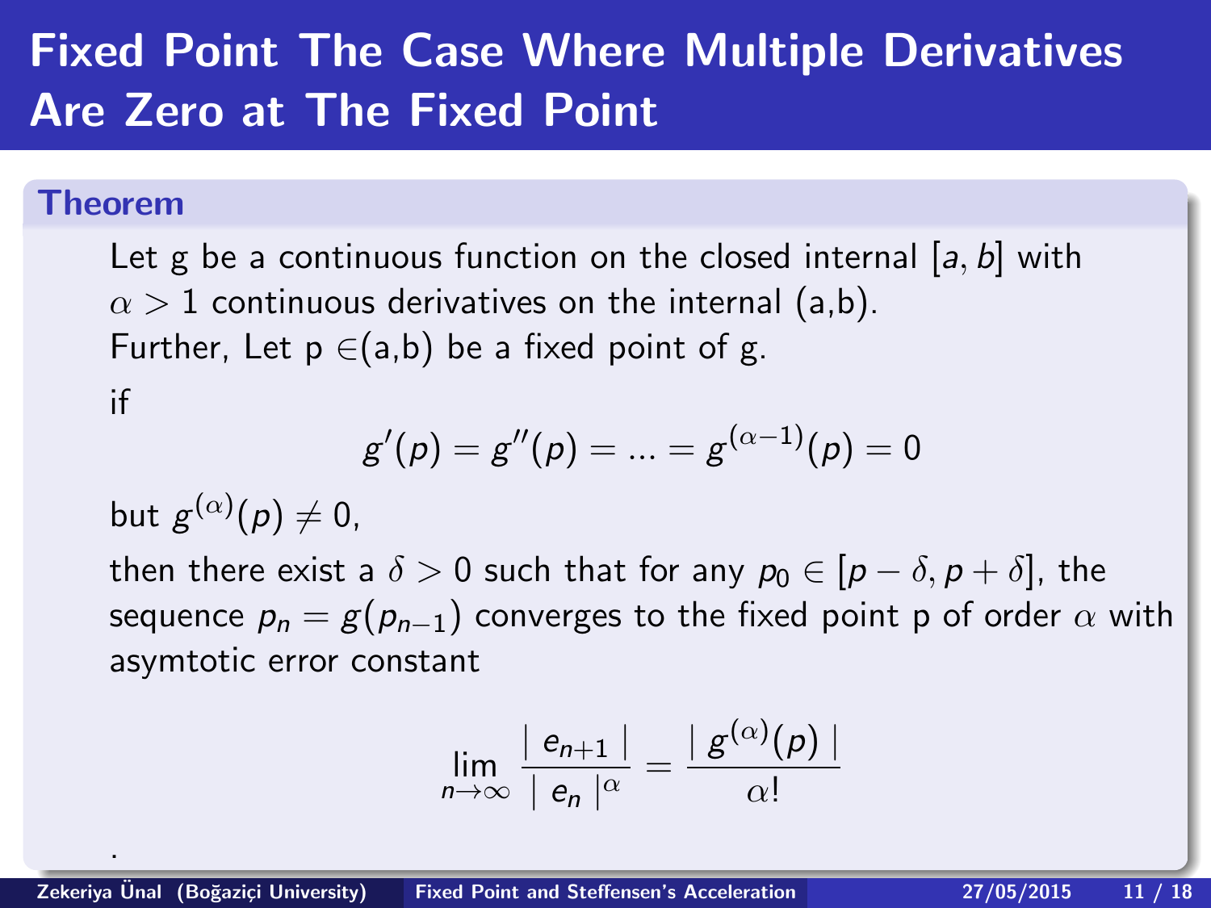# Fixed Point The Case Where Multiple Derivatives Are Zero at The Fixed Point

**Theorem**

Let g be a continuous function on the closed internal $[a, b]$ with $\alpha > 1$ continuous derivatives on the internal (a,b).
Further, Let p $\in$(a,b) be a fixed point of g.
if

$$g'(p) = g''(p) = ... = g^{(\alpha-1)}(p) = 0$$

but $g^{(\alpha)}(p) \neq 0$,
then there exist a $\delta > 0$ such that for any $p_0 \in [p - \delta, p + \delta]$, the sequence $p_n = g(p_{n-1})$ converges to the fixed point p of order $\alpha$ with asymtotic error constant

$$\lim_{n \to \infty} \frac{| e_{n+1} |}{| e_n |^{\alpha}} = \frac{| g^{(\alpha)}(p) |}{\alpha!}$$

.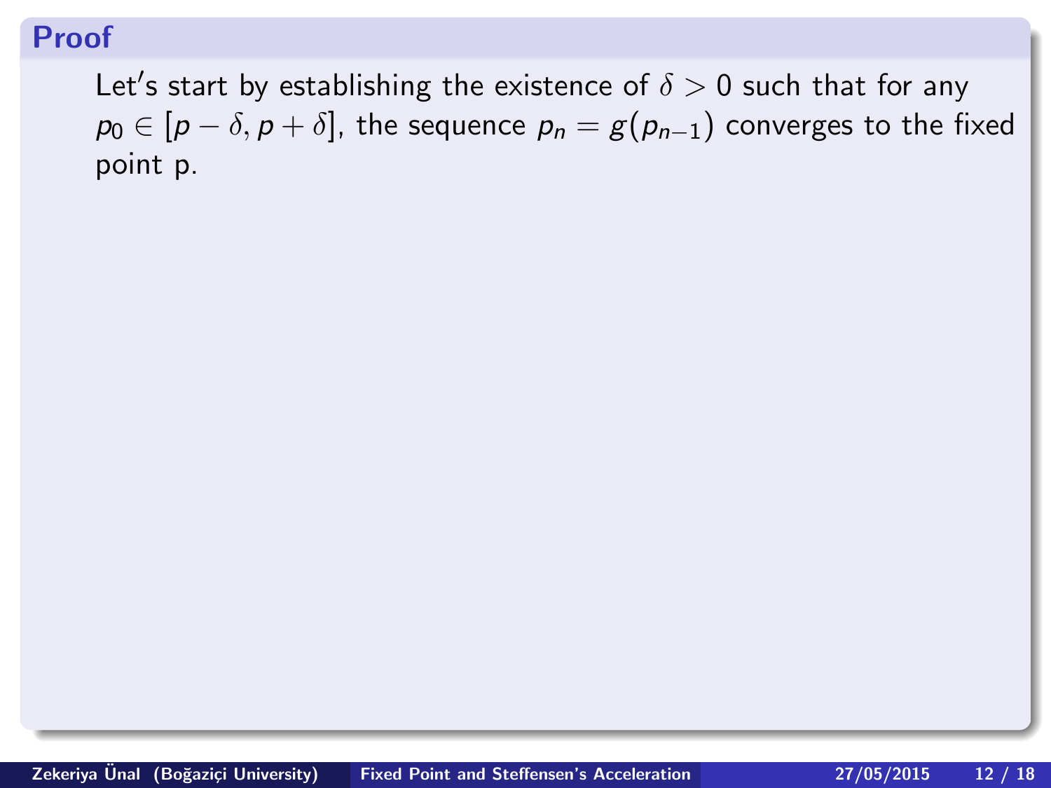### Proof

Let's start by establishing the existence of $\delta > 0$ such that for any $p_0 \in [p - \delta, p + \delta]$, the sequence $p_n = g(p_{n-1})$ converges to the fixed point p.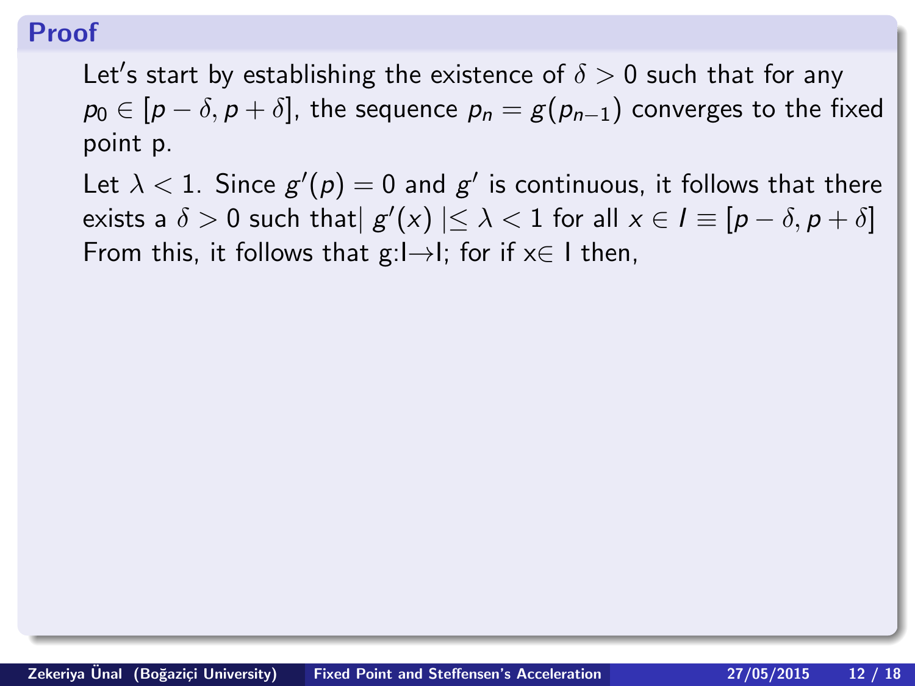## Proof

Let's start by establishing the existence of $\delta > 0$ such that for any $p_0 \in [p - \delta, p + \delta]$, the sequence $p_n = g(p_{n-1})$ converges to the fixed point p.

Let $\lambda < 1$. Since $g'(p) = 0$ and $g'$ is continuous, it follows that there exists a $\delta > 0$ such that $| g'(x) | \leq \lambda < 1$ for all $x \in I \equiv [p - \delta, p + \delta]$ From this, it follows that g:I→I; for if x∈ I then,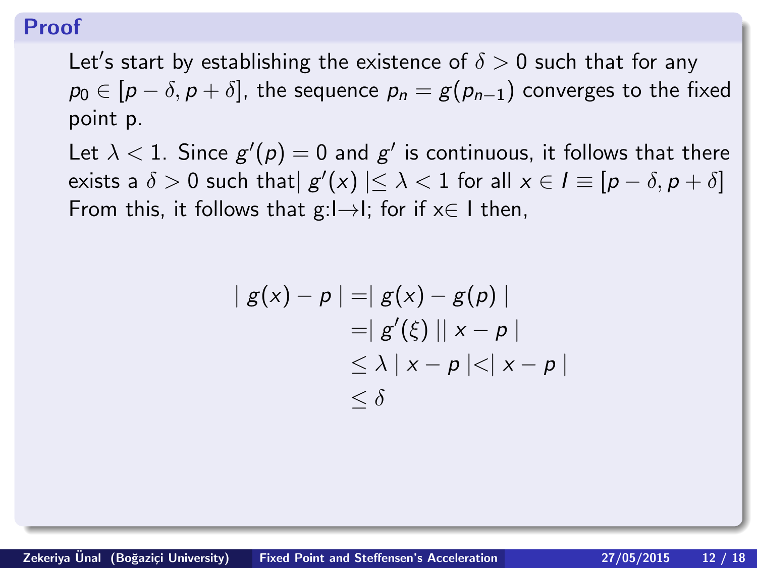## Proof

Let's start by establishing the existence of $\delta > 0$ such that for any $p_0 \in [p - \delta, p + \delta]$, the sequence $p_n = g(p_{n-1})$ converges to the fixed point p.

Let $\lambda < 1$. Since $g'(p) = 0$ and $g'$ is continuous, it follows that there exists a $\delta > 0$ such that $| g'(x) | \leq \lambda < 1$ for all $x \in I \equiv [p - \delta, p + \delta]$
From this, it follows that $g: I \to I$; for if $x \in I$ then,

$$
\begin{aligned}
| g(x) - p | &= | g(x) - g(p) | \\
&= | g'(\xi) || x - p | \\
&\leq \lambda | x - p | < | x - p | \\
&\leq \delta
\end{aligned}
$$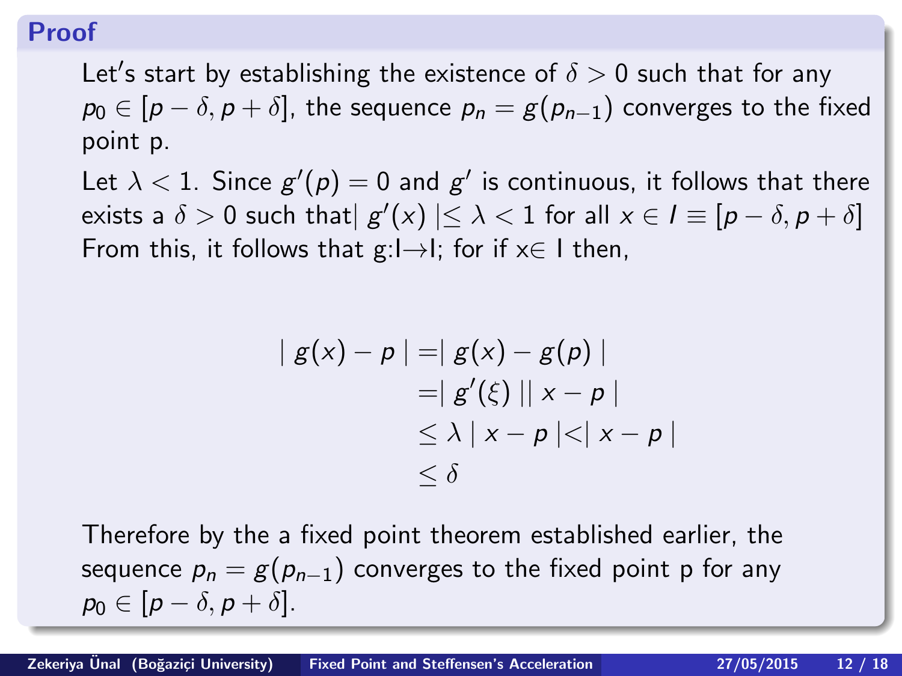## Proof

Let's start by establishing the existence of $\delta > 0$ such that for any $p_0 \in [p - \delta, p + \delta]$, the sequence $p_n = g(p_{n-1})$ converges to the fixed point p.

Let $\lambda < 1$. Since $g'(p) = 0$ and $g'$ is continuous, it follows that there exists a $\delta > 0$ such that $| g'(x) | \leq \lambda < 1$ for all $x \in I \equiv [p - \delta, p + \delta]$ From this, it follows that g:I→I; for if x∈ I then,

$$
\begin{aligned}
| g(x) - p | &= | g(x) - g(p) | \\
&= | g'(\xi) || x - p | \\
&\leq \lambda | x - p | < | x - p | \\
&\leq \delta
\end{aligned}
$$

Therefore by the a fixed point theorem established earlier, the sequence $p_n = g(p_{n-1})$ converges to the fixed point p for any $p_0 \in [p - \delta, p + \delta]$.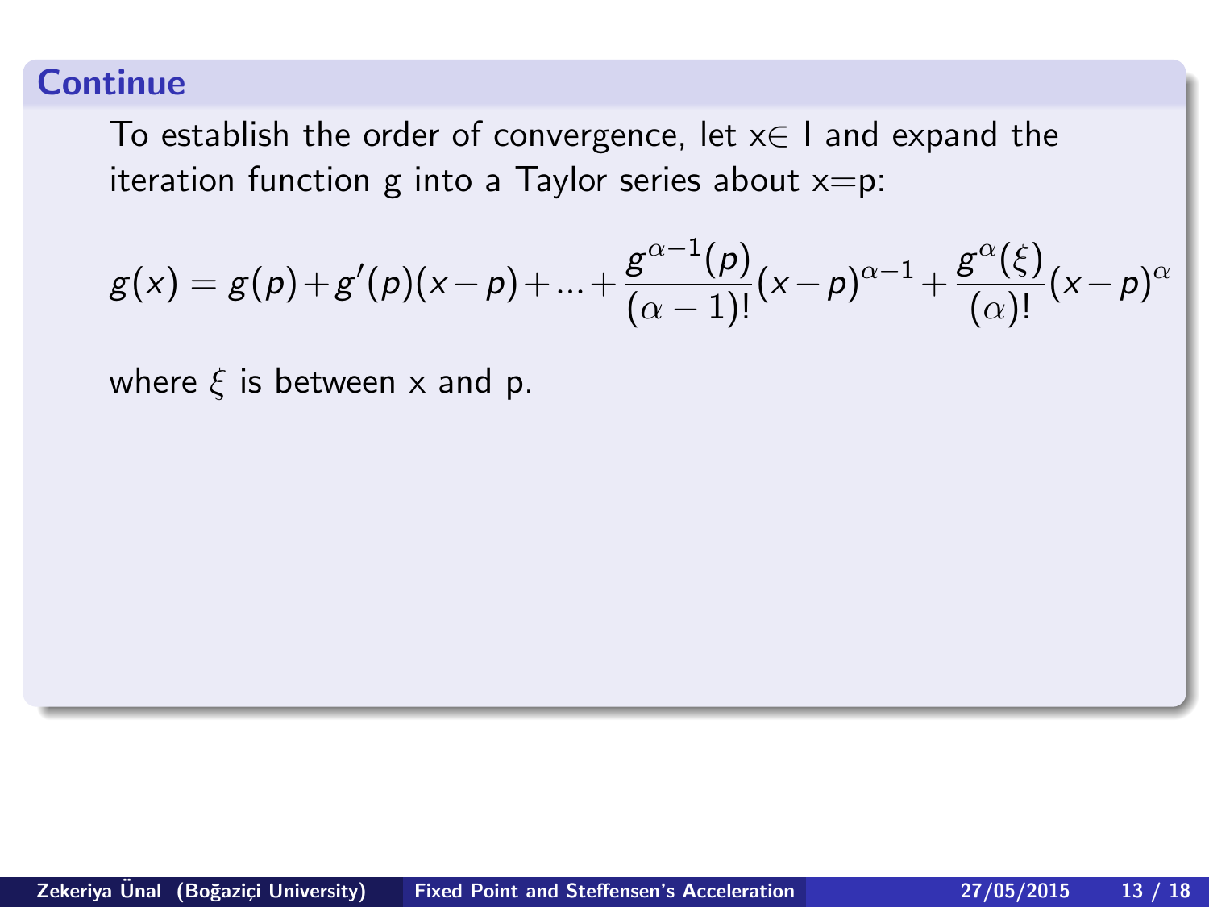## Continue

To establish the order of convergence, let $x \in I$ and expand the iteration function g into a Taylor series about $x=p$:

$$g(x) = g(p) + g'(p)(x-p) + ... + \frac{g^{\alpha-1}(p)}{(\alpha-1)!}(x-p)^{\alpha-1} + \frac{g^{\alpha}(\xi)}{(\alpha)!}(x-p)^{\alpha}$$

where $\xi$ is between x and p.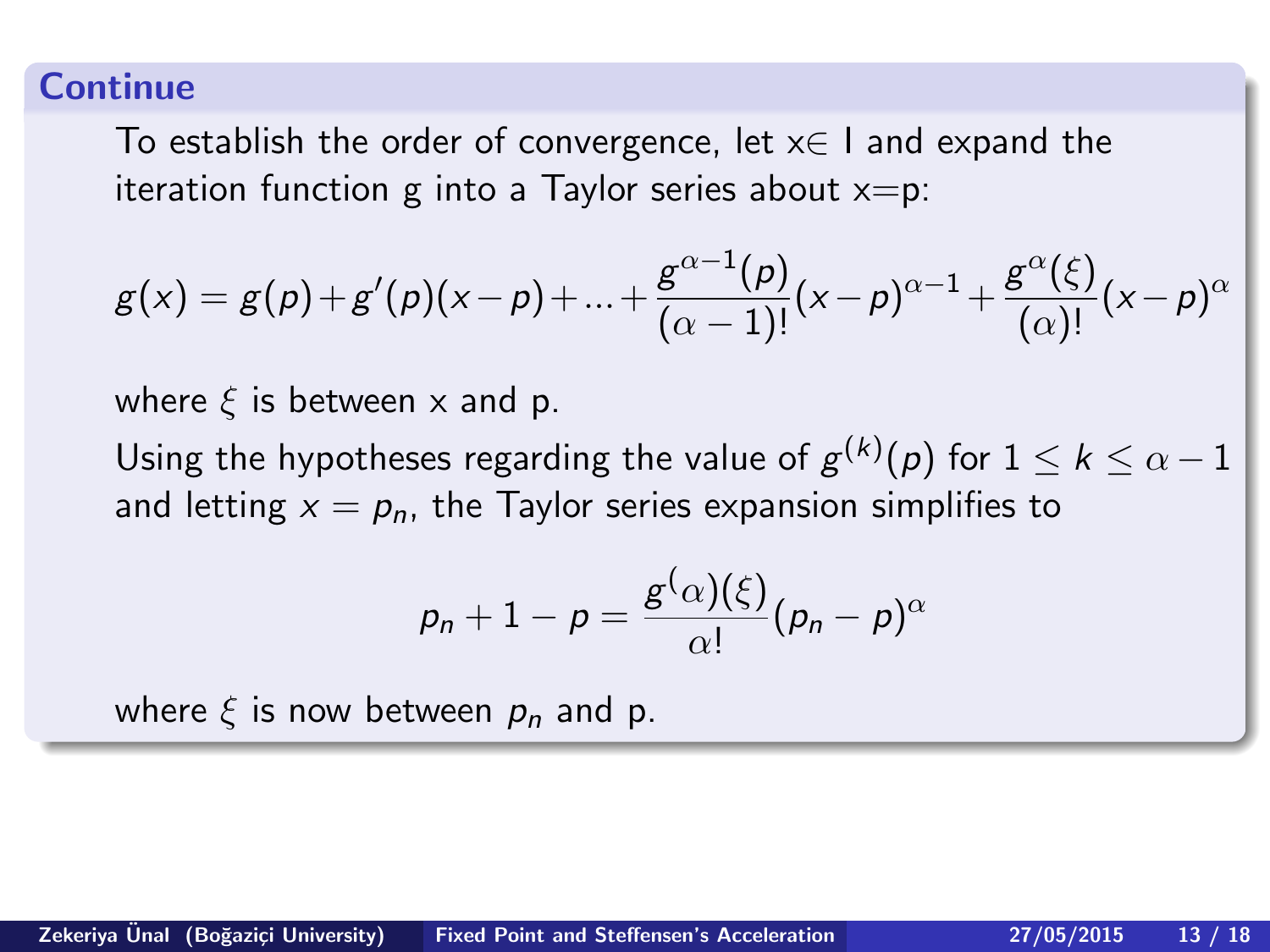## Continue

To establish the order of convergence, let x$\in$ I and expand the iteration function g into a Taylor series about x=p:

$$g(x) = g(p) + g'(p)(x-p) + ... + \frac{g^{\alpha-1}(p)}{(\alpha-1)!}(x-p)^{\alpha-1} + \frac{g^{\alpha}(\xi)}{(\alpha)!}(x-p)^{\alpha}$$

where $\xi$ is between x and p.

Using the hypotheses regarding the value of $g^{(k)}(p)$ for $1 \leq k \leq \alpha - 1$ and letting $x = p_n$, the Taylor series expansion simplifies to

$$p_n + 1 - p = \frac{g^(\alpha)(\xi)}{\alpha!}(p_n - p)^{\alpha}$$

where $\xi$ is now between $p_n$ and p.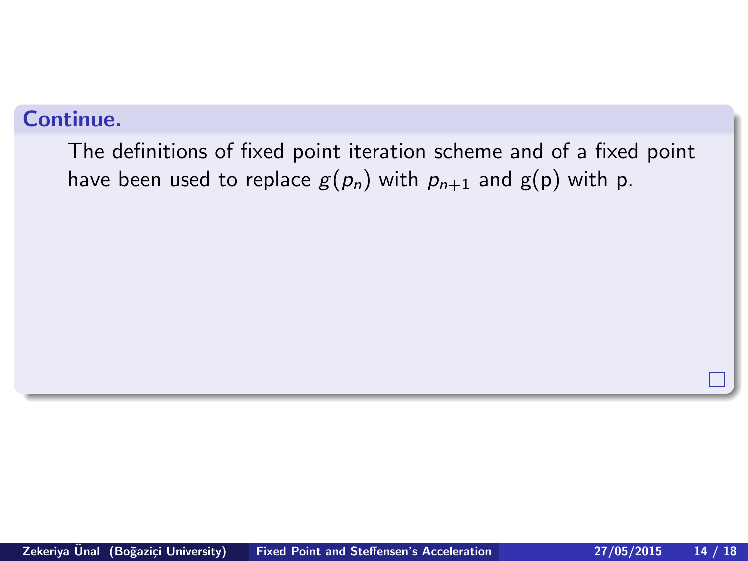**Continue.**

The definitions of fixed point iteration scheme and of a fixed point have been used to replace $g(p_n)$ with $p_{n+1}$ and $g(p)$ with $p$.

□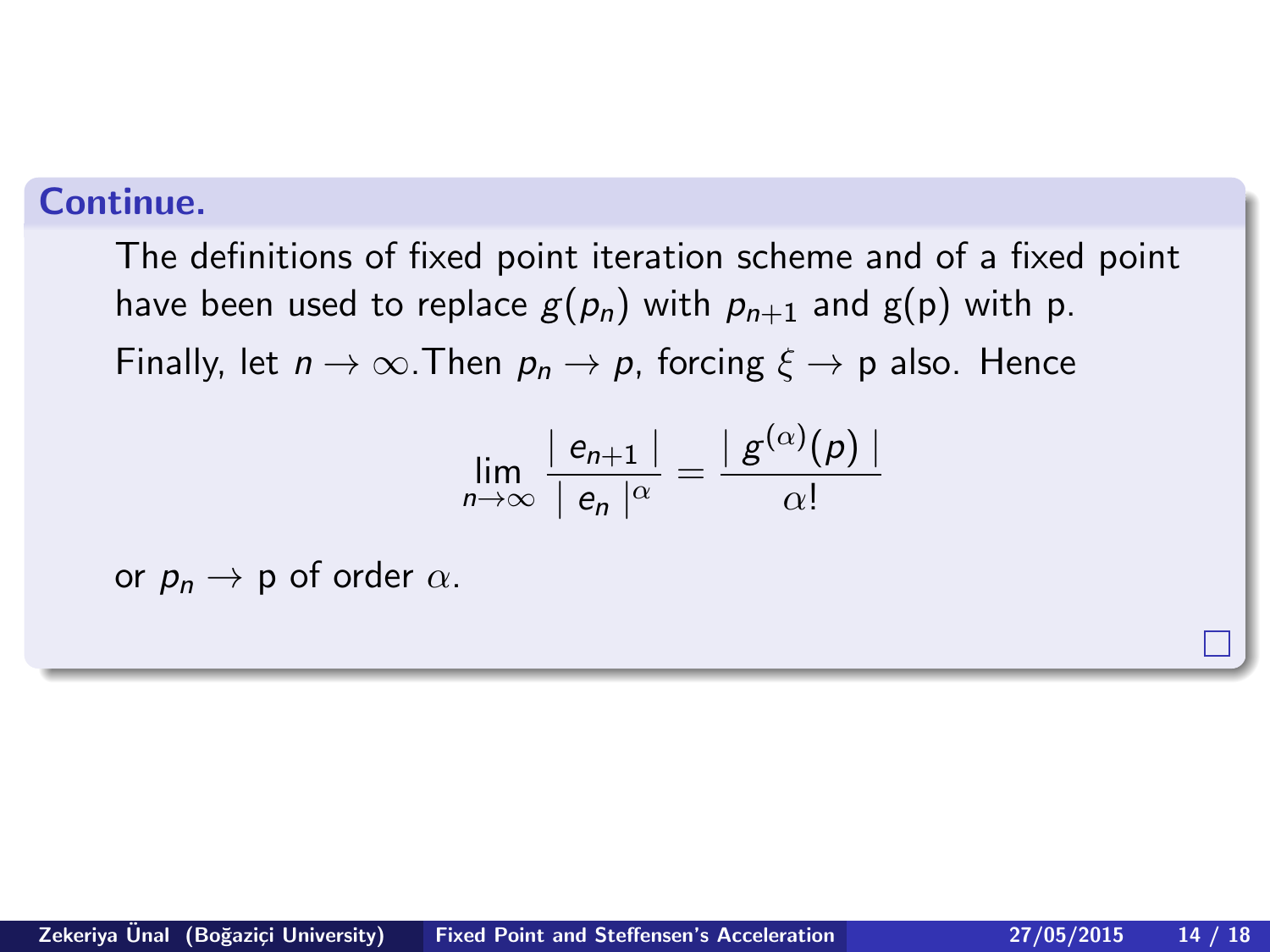**Continue.**

The definitions of fixed point iteration scheme and of a fixed point have been used to replace $g(p_n)$ with $p_{n+1}$ and g(p) with p.

Finally, let $n \to \infty$. Then $p_n \to p$, forcing $\xi \to$ p also. Hence

$$\lim_{n \to \infty} \frac{| \ e_{n+1} \ |}{| \ e_n \ |^{\alpha}} = \frac{| \ g^{(\alpha)}(p) \ |}{\alpha!}$$

or $p_n \to$ p of order $\alpha$.

□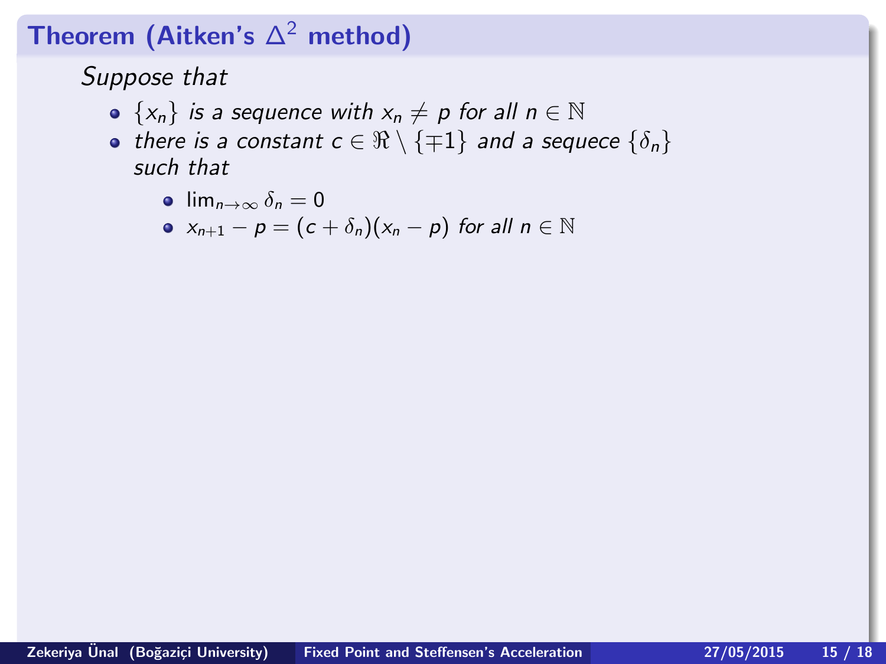### Theorem (Aitken's $\Delta^2$ method)

*Suppose that*

- $\{x_n\}$ *is a sequence with* $x_n \neq p$ *for all* $n \in \mathbb{N}$
- *there is a constant* $c \in \Re \setminus \{\mp 1\}$ *and a sequece* $\{\delta_n\}$ *such that*
  - $\lim_{n \to \infty} \delta_n = 0$
  - $x_{n+1} - p = (c + \delta_n)(x_n - p)$ *for all* $n \in \mathbb{N}$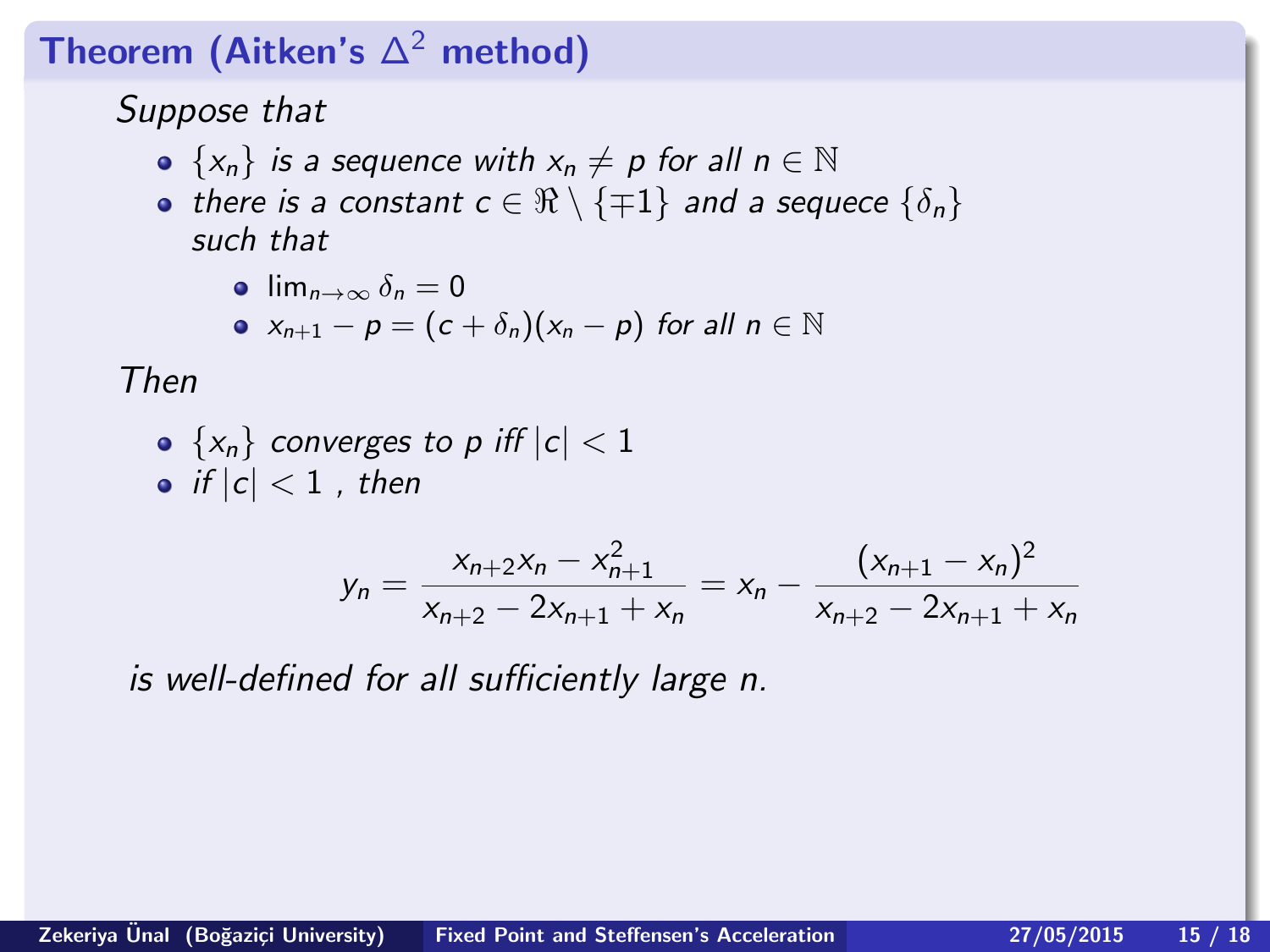## Theorem (Aitken's $\Delta^2$ method)

*Suppose that*

- $\{x_n\}$ *is a sequence with* $x_n \neq p$ *for all* $n \in \mathbb{N}$
- *there is a constant* $c \in \Re \setminus \{\mp 1\}$ *and a sequece* $\{\delta_n\}$ *such that*
  - $\lim_{n\to\infty} \delta_n = 0$
  - $x_{n+1} - p = (c + \delta_n)(x_n - p)$ *for all* $n \in \mathbb{N}$

*Then*

- $\{x_n\}$ *converges to p iff* $|c| < 1$
- *if* $|c| < 1$ , *then*

$$y_n = \frac{x_{n+2}x_n - x_{n+1}^2}{x_{n+2} - 2x_{n+1} + x_n} = x_n - \frac{(x_{n+1} - x_n)^2}{x_{n+2} - 2x_{n+1} + x_n}$$

*is well-defined for all sufficiently large n.*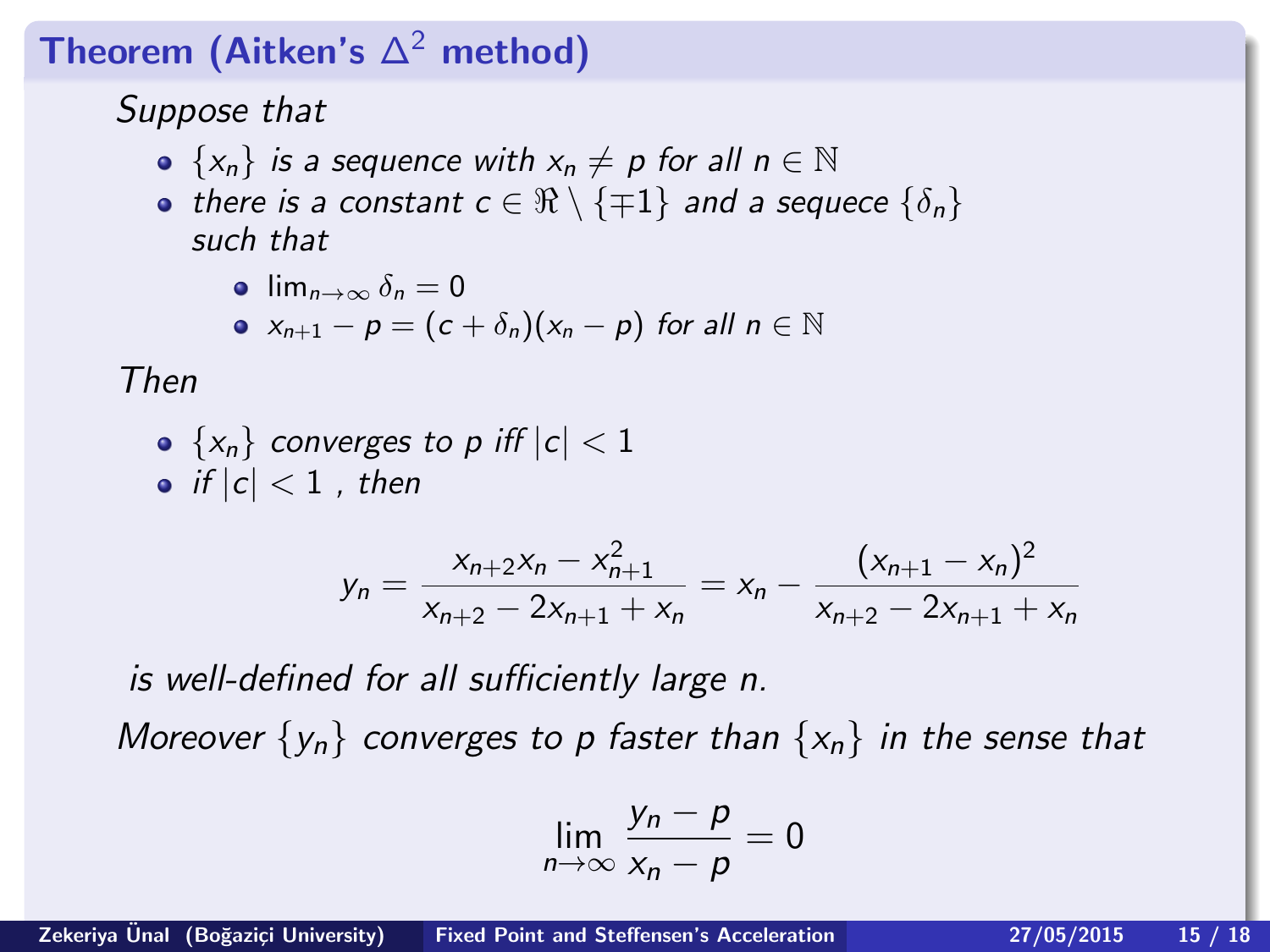### Theorem (Aitken's $\Delta^2$ method)

*Suppose that*

- $\{x_n\}$ *is a sequence with* $x_n \neq p$ *for all* $n \in \mathbb{N}$
- *there is a constant* $c \in \Re \setminus \{\mp 1\}$ *and a sequece* $\{\delta_n\}$ *such that*
  - $\lim_{n\to\infty} \delta_n = 0$
  - $x_{n+1} - p = (c + \delta_n)(x_n - p)$ *for all* $n \in \mathbb{N}$

*Then*

- $\{x_n\}$ *converges to* $p$ *iff* $|c| < 1$
- *if* $|c| < 1$ *, then*

$$y_n = \frac{x_{n+2}x_n - x_{n+1}^2}{x_{n+2} - 2x_{n+1} + x_n} = x_n - \frac{(x_{n+1} - x_n)^2}{x_{n+2} - 2x_{n+1} + x_n}$$

*is well-defined for all sufficiently large* $n$.

*Moreover* $\{y_n\}$ *converges to* $p$ *faster than* $\{x_n\}$ *in the sense that*

$$\lim_{n\to\infty} \frac{y_n - p}{x_n - p} = 0$$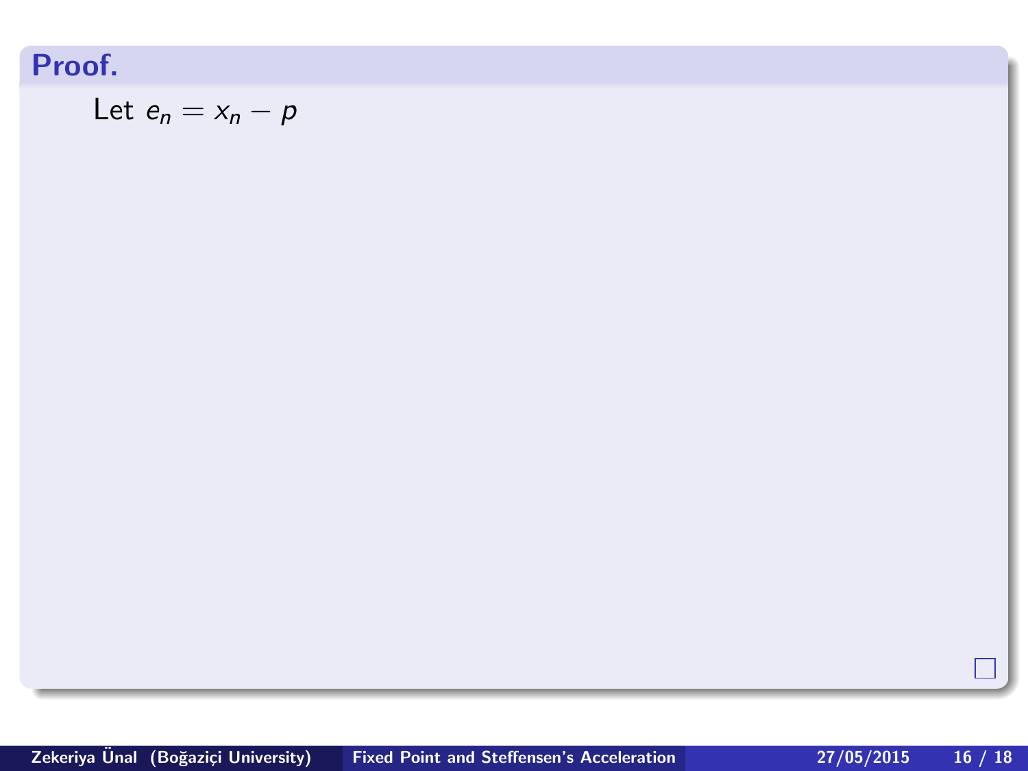**Proof.**

Let $e_n = x_n - p$

□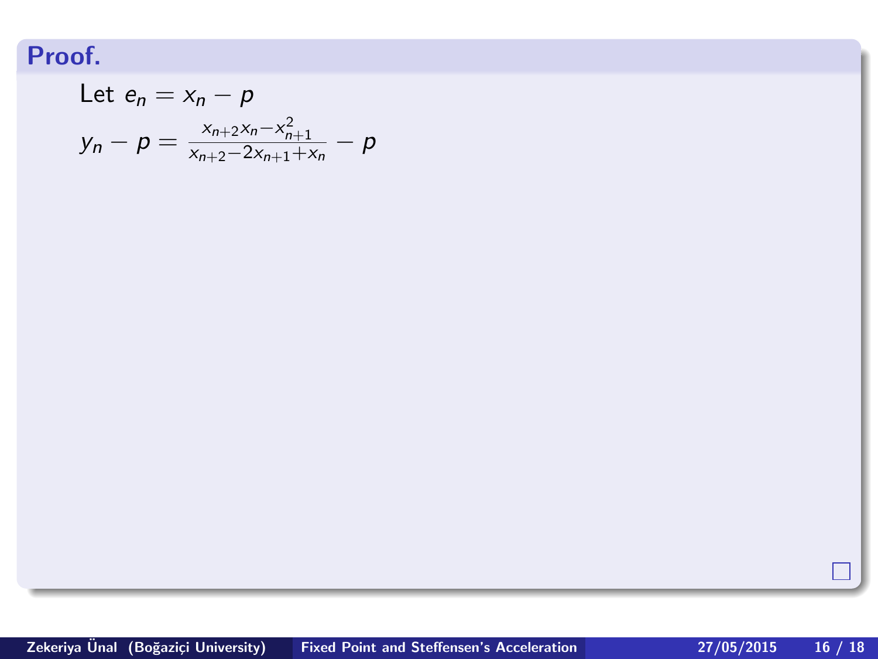**Proof.**

Let $e_n = x_n - p$

$$y_n - p = \frac{x_{n+2}x_n - x_{n+1}^2}{x_{n+2} - 2x_{n+1} + x_n} - p$$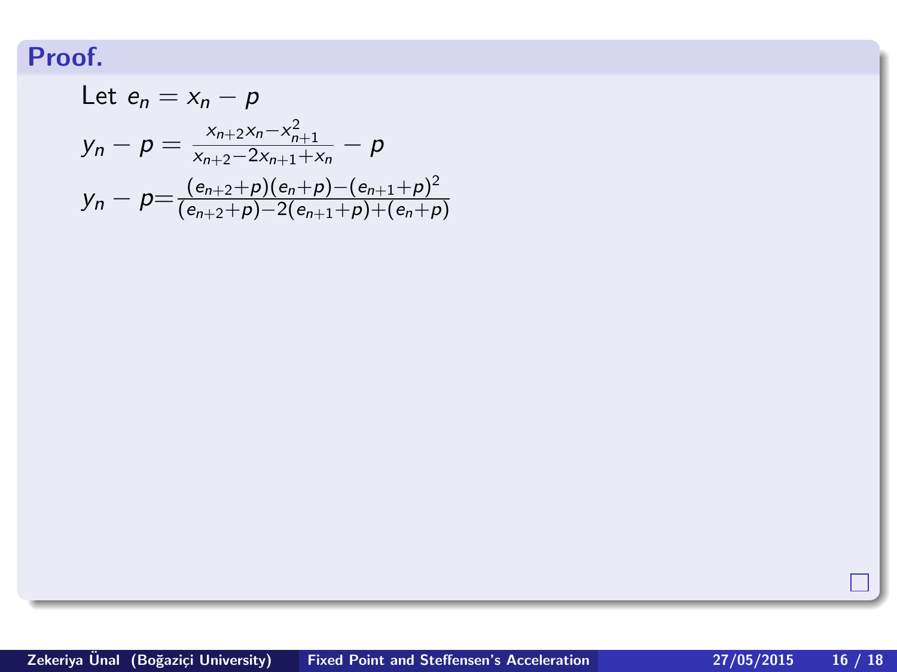**Proof.**

Let $e_n = x_n - p$

$$y_n - p = \frac{x_{n+2}x_n - x_{n+1}^2}{x_{n+2} - 2x_{n+1} + x_n} - p$$

$$y_n - p = \frac{(e_{n+2}+p)(e_n+p) - (e_{n+1}+p)^2}{(e_{n+2}+p) - 2(e_{n+1}+p) + (e_n+p)}$$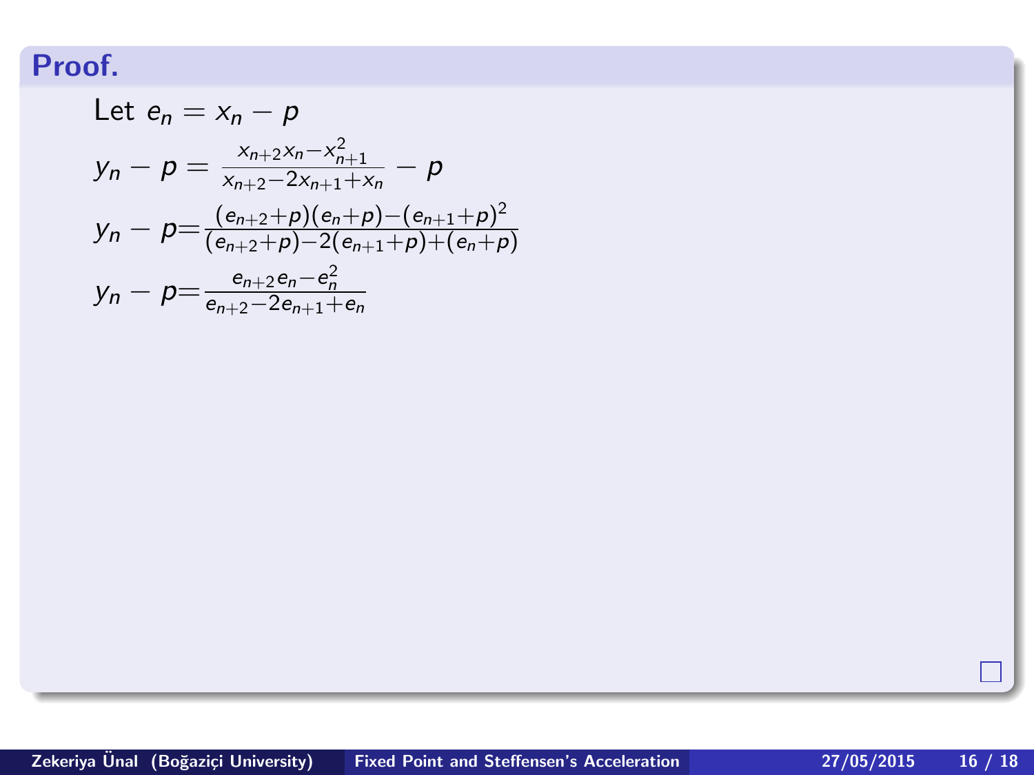**Proof.**

Let $e_n = x_n - p$

$$y_n - p = \frac{x_{n+2}x_n - x_{n+1}^2}{x_{n+2} - 2x_{n+1} + x_n} - p$$

$$y_n - p = \frac{(e_{n+2}+p)(e_n+p) - (e_{n+1}+p)^2}{(e_{n+2}+p) - 2(e_{n+1}+p) + (e_n+p)}$$

$$y_n - p = \frac{e_{n+2}e_n - e_n^2}{e_{n+2} - 2e_{n+1} + e_n}$$

□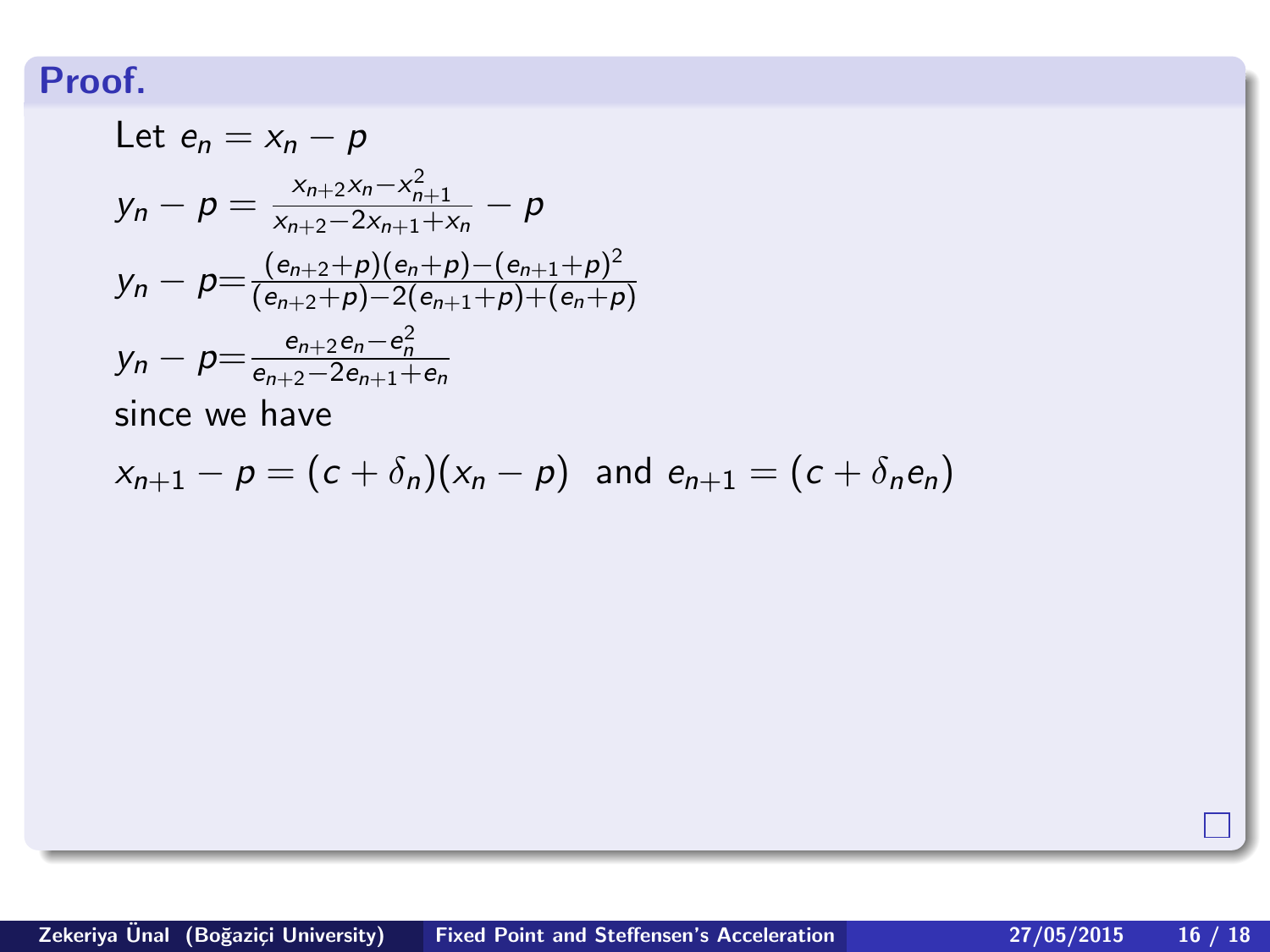**Proof.**

Let $e_n = x_n - p$

$y_n - p = \frac{x_{n+2}x_n - x_{n+1}^2}{x_{n+2} - 2x_{n+1} + x_n} - p$

$y_n - p = \frac{(e_{n+2}+p)(e_n+p)-(e_{n+1}+p)^2}{(e_{n+2}+p)-2(e_{n+1}+p)+(e_n+p)}$

$y_n - p = \frac{e_{n+2}e_n - e_n^2}{e_{n+2} - 2e_{n+1} + e_n}$

since we have

$x_{n+1} - p = (c + \delta_n)(x_n - p)$ and $e_{n+1} = (c + \delta_n e_n)$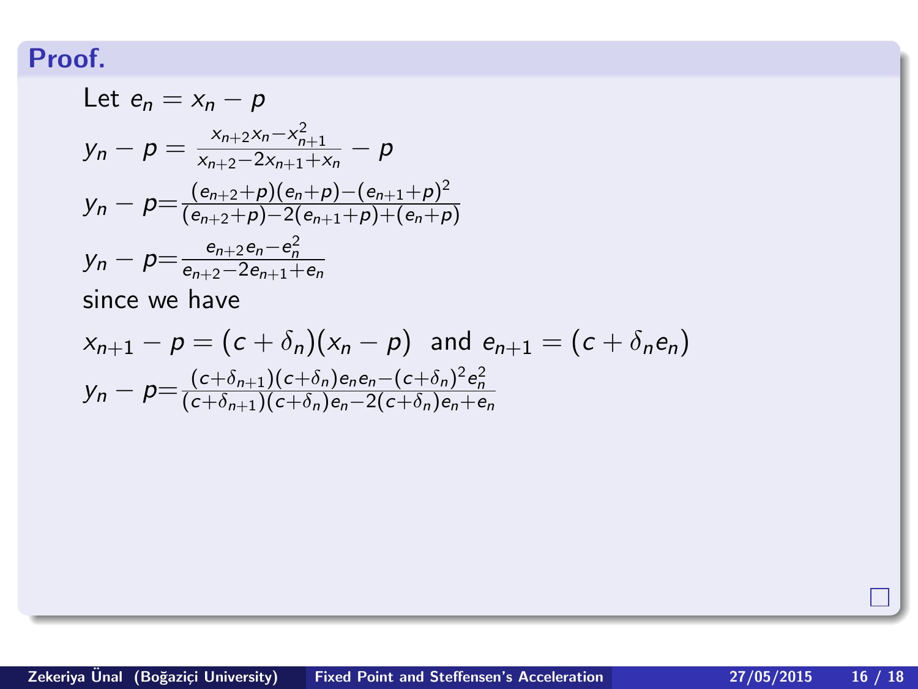**Proof.**

Let $e_n = x_n - p$

$$y_n - p = \frac{x_{n+2}x_n - x_{n+1}^2}{x_{n+2} - 2x_{n+1} + x_n} - p$$

$$y_n - p = \frac{(e_{n+2}+p)(e_n+p) - (e_{n+1}+p)^2}{(e_{n+2}+p) - 2(e_{n+1}+p) + (e_n+p)}$$

$$y_n - p = \frac{e_{n+2}e_n - e_n^2}{e_{n+2} - 2e_{n+1} + e_n}$$

since we have

$$x_{n+1} - p = (c + \delta_n)(x_n - p) \;\text{ and }\; e_{n+1} = (c + \delta_n e_n)$$

$$y_n - p = \frac{(c+\delta_{n+1})(c+\delta_n)e_n e_n - (c+\delta_n)^2 e_n^2}{(c+\delta_{n+1})(c+\delta_n)e_n - 2(c+\delta_n)e_n + e_n}$$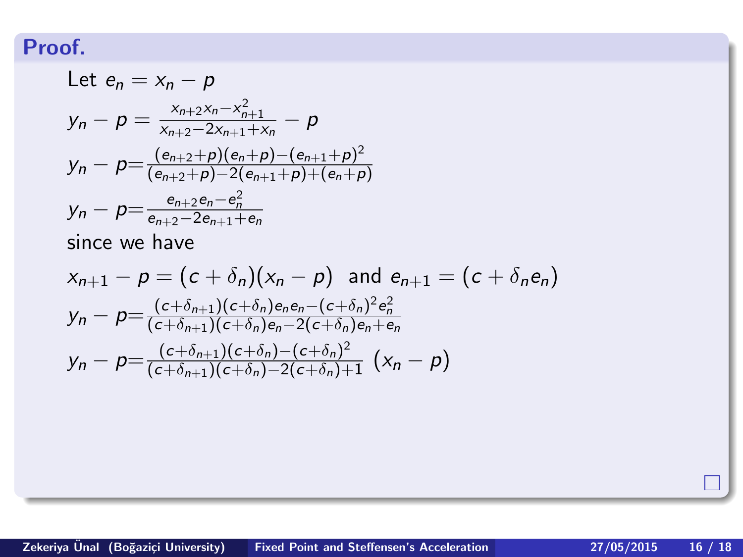**Proof.**

Let $e_n = x_n - p$

$y_n - p = \frac{x_{n+2}x_n - x_{n+1}^2}{x_{n+2} - 2x_{n+1} + x_n} - p$

$y_n - p = \frac{(e_{n+2}+p)(e_n+p) - (e_{n+1}+p)^2}{(e_{n+2}+p) - 2(e_{n+1}+p) + (e_n+p)}$

$y_n - p = \frac{e_{n+2}e_n - e_n^2}{e_{n+2} - 2e_{n+1} + e_n}$

since we have

$x_{n+1} - p = (c + \delta_n)(x_n - p)$ and $e_{n+1} = (c + \delta_n e_n)$

$y_n - p = \frac{(c+\delta_{n+1})(c+\delta_n)e_n e_n - (c+\delta_n)^2 e_n^2}{(c+\delta_{n+1})(c+\delta_n)e_n - 2(c+\delta_n)e_n + e_n}$

$y_n - p = \frac{(c+\delta_{n+1})(c+\delta_n) - (c+\delta_n)^2}{(c+\delta_{n+1})(c+\delta_n) - 2(c+\delta_n) + 1} \, (x_n - p)$

□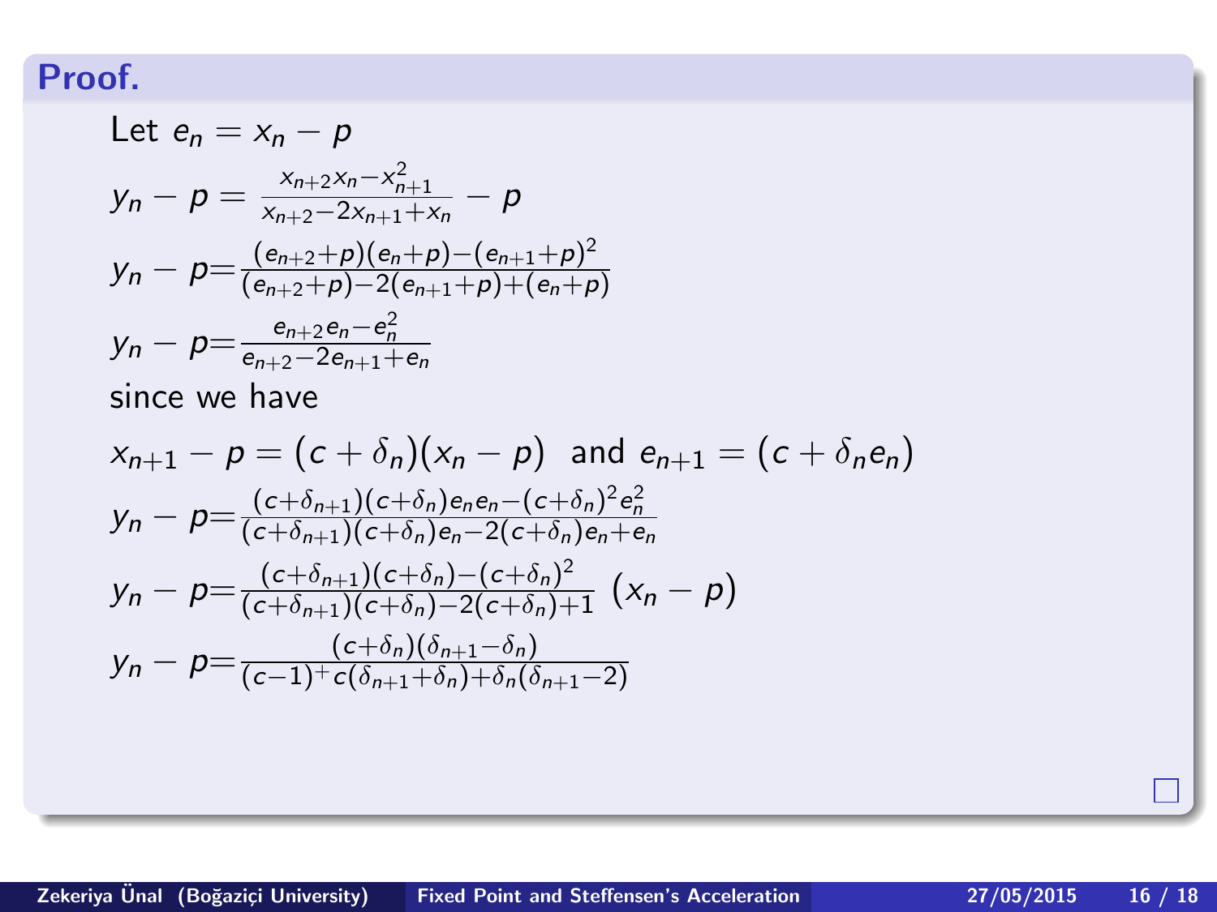**Proof.**

Let $e_n = x_n - p$

$y_n - p = \frac{x_{n+2}x_n - x_{n+1}^2}{x_{n+2} - 2x_{n+1} + x_n} - p$

$y_n - p = \frac{(e_{n+2}+p)(e_n+p)-(e_{n+1}+p)^2}{(e_{n+2}+p)-2(e_{n+1}+p)+(e_n+p)}$

$y_n - p = \frac{e_{n+2}e_n - e_n^2}{e_{n+2}-2e_{n+1}+e_n}$

since we have

$x_{n+1} - p = (c + \delta_n)(x_n - p)$ and $e_{n+1} = (c + \delta_n e_n)$

$y_n - p = \frac{(c+\delta_{n+1})(c+\delta_n)e_n e_n - (c+\delta_n)^2 e_n^2}{(c+\delta_{n+1})(c+\delta_n)e_n - 2(c+\delta_n)e_n + e_n}$

$y_n - p = \frac{(c+\delta_{n+1})(c+\delta_n)-(c+\delta_n)^2}{(c+\delta_{n+1})(c+\delta_n)-2(c+\delta_n)+1}\ (x_n - p)$

$y_n - p = \frac{(c+\delta_n)(\delta_{n+1}-\delta_n)}{(c-1)^{+}c(\delta_{n+1}+\delta_n)+\delta_n(\delta_{n+1}-2)}$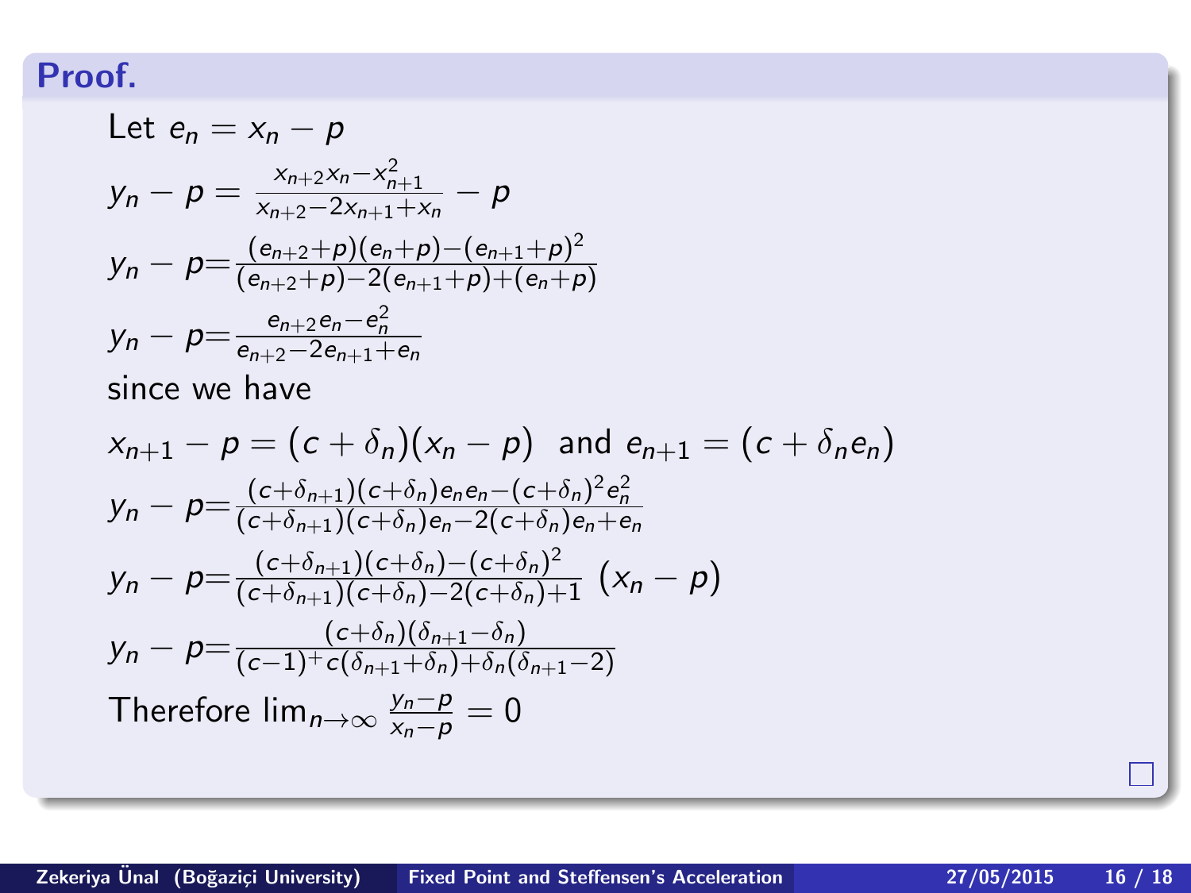**Proof.**

Let $e_n = x_n - p$

$y_n - p = \frac{x_{n+2}x_n - x_{n+1}^2}{x_{n+2} - 2x_{n+1} + x_n} - p$

$y_n - p = \frac{(e_{n+2}+p)(e_n+p) - (e_{n+1}+p)^2}{(e_{n+2}+p) - 2(e_{n+1}+p) + (e_n+p)}$

$y_n - p = \frac{e_{n+2}e_n - e_n^2}{e_{n+2} - 2e_{n+1} + e_n}$

since we have

$x_{n+1} - p = (c + \delta_n)(x_n - p)$ and $e_{n+1} = (c + \delta_n e_n)$

$y_n - p = \frac{(c+\delta_{n+1})(c+\delta_n)e_n e_n - (c+\delta_n)^2 e_n^2}{(c+\delta_{n+1})(c+\delta_n)e_n - 2(c+\delta_n)e_n + e_n}$

$y_n - p = \frac{(c+\delta_{n+1})(c+\delta_n) - (c+\delta_n)^2}{(c+\delta_{n+1})(c+\delta_n) - 2(c+\delta_n) + 1} \ (x_n - p)$

$y_n - p = \frac{(c+\delta_n)(\delta_{n+1} - \delta_n)}{(c-1)^{+} c(\delta_{n+1} + \delta_n) + \delta_n(\delta_{n+1} - 2)}$

Therefore $\lim_{n\to\infty} \frac{y_n - p}{x_n - p} = 0$

□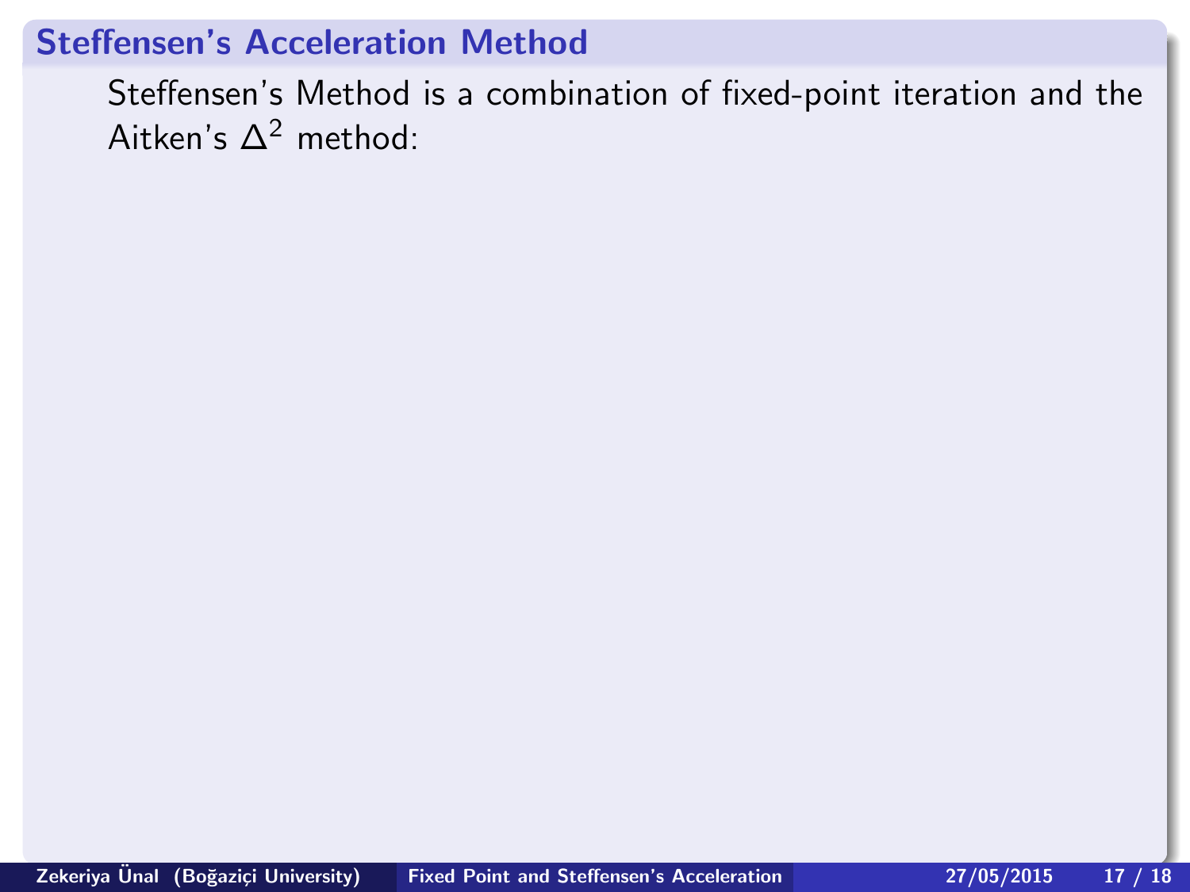## Steffensen's Acceleration Method

Steffensen's Method is a combination of fixed-point iteration and the Aitken's $\Delta^2$ method: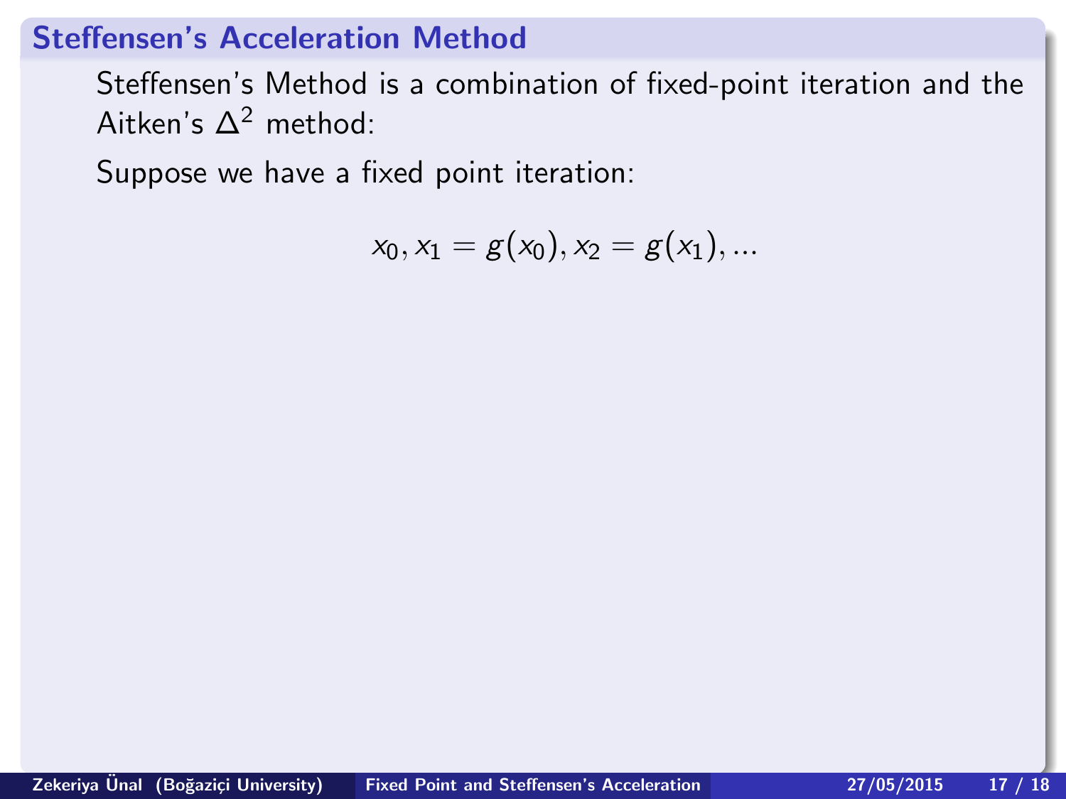## Steffensen's Acceleration Method

Steffensen's Method is a combination of fixed-point iteration and the Aitken's $\Delta^2$ method:

Suppose we have a fixed point iteration:

$$x_0, x_1 = g(x_0), x_2 = g(x_1), ...$$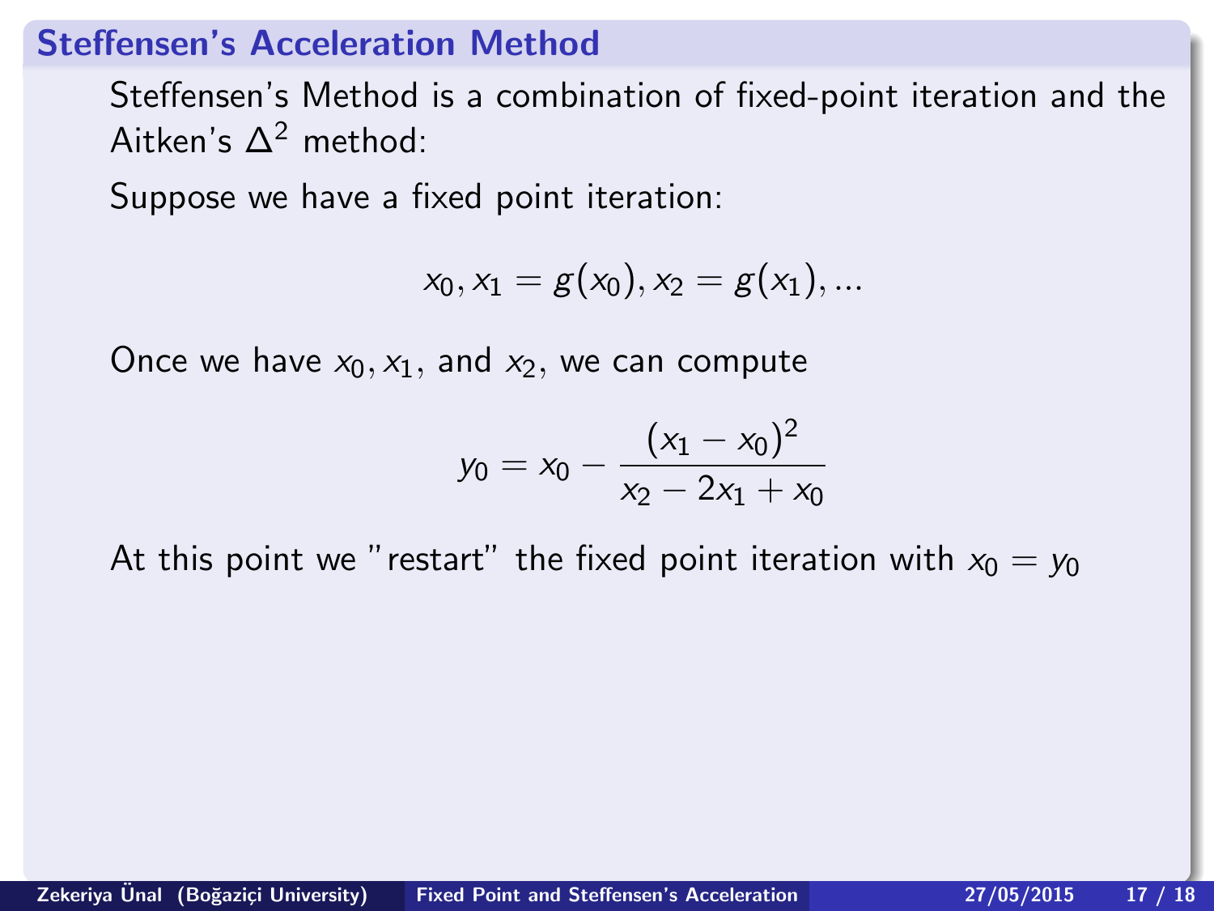## Steffensen's Acceleration Method

Steffensen's Method is a combination of fixed-point iteration and the Aitken's $\Delta^2$ method:

Suppose we have a fixed point iteration:

$$x_0, x_1 = g(x_0), x_2 = g(x_1), \ldots$$

Once we have $x_0, x_1$, and $x_2$, we can compute

$$y_0 = x_0 - \frac{(x_1 - x_0)^2}{x_2 - 2x_1 + x_0}$$

At this point we "restart" the fixed point iteration with $x_0 = y_0$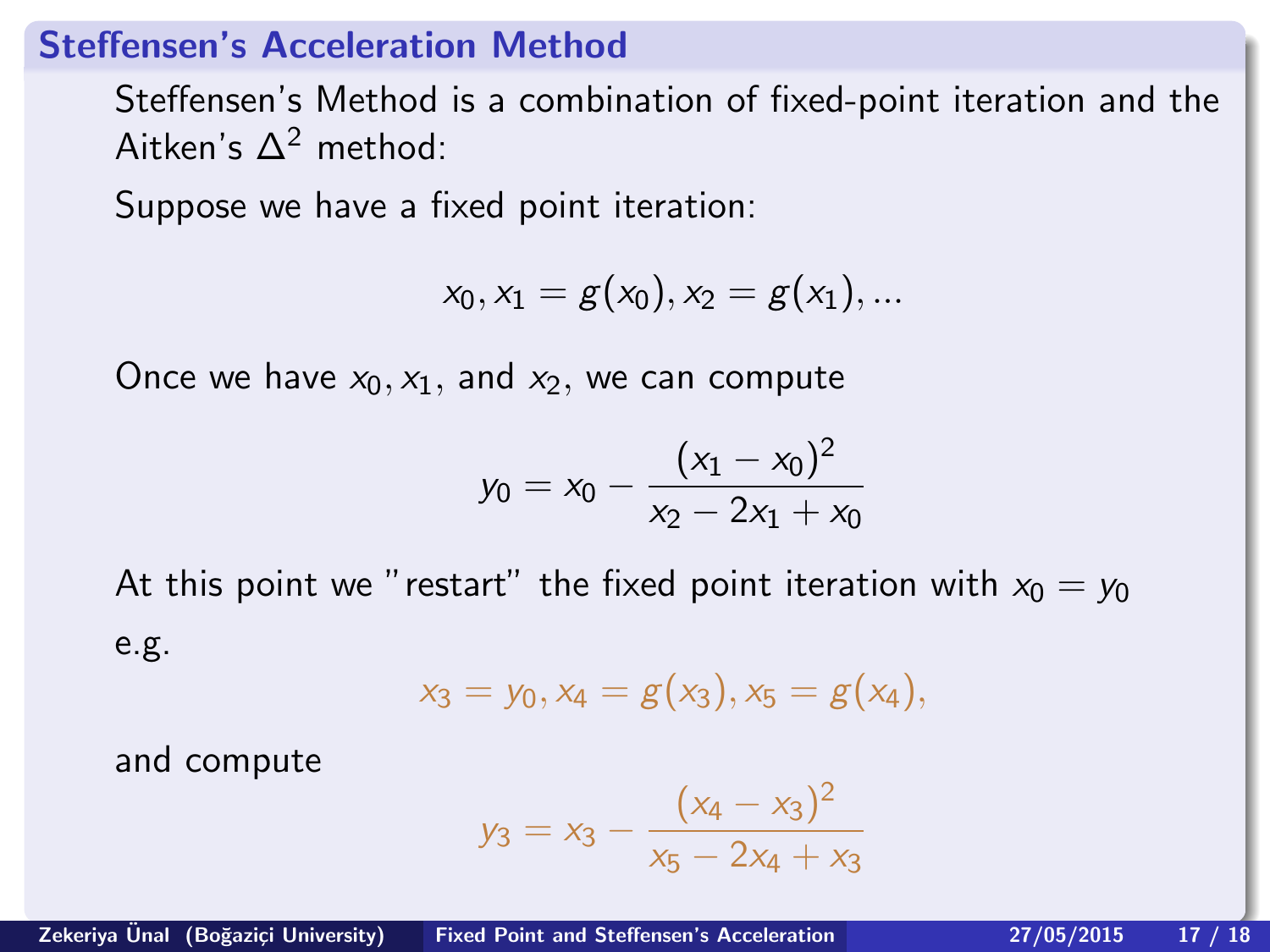## Steffensen's Acceleration Method

Steffensen's Method is a combination of fixed-point iteration and the Aitken's $\Delta^2$ method:

Suppose we have a fixed point iteration:

$$x_0, x_1 = g(x_0), x_2 = g(x_1), \dots$$

Once we have $x_0, x_1$, and $x_2$, we can compute

$$y_0 = x_0 - \frac{(x_1 - x_0)^2}{x_2 - 2x_1 + x_0}$$

At this point we "restart" the fixed point iteration with $x_0 = y_0$

e.g.

$$x_3 = y_0, x_4 = g(x_3), x_5 = g(x_4),$$

and compute

$$y_3 = x_3 - \frac{(x_4 - x_3)^2}{x_5 - 2x_4 + x_3}$$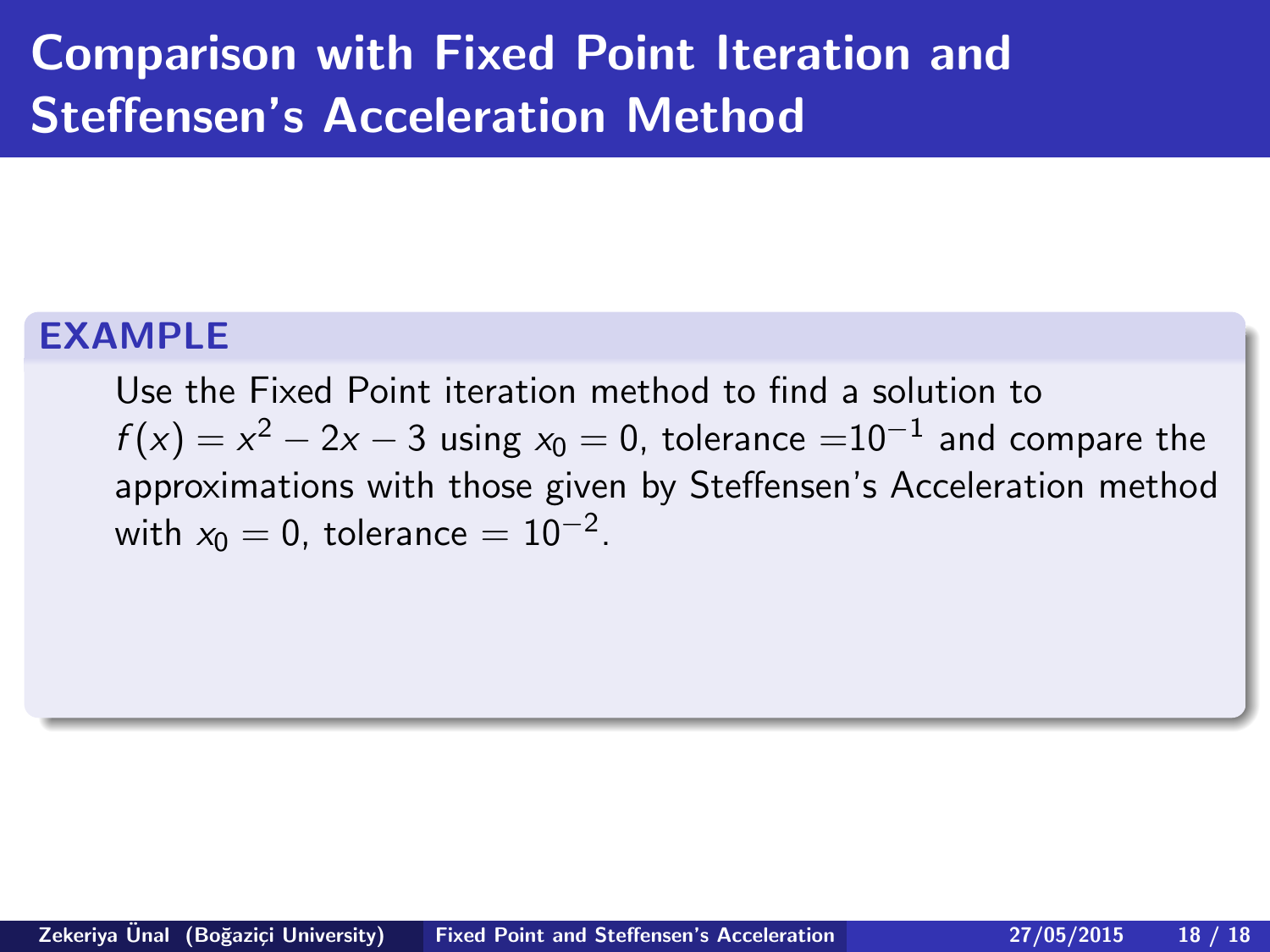# Comparison with Fixed Point Iteration and Steffensen's Acceleration Method

**EXAMPLE**

Use the Fixed Point iteration method to find a solution to $f(x) = x^2 - 2x - 3$ using $x_0 = 0$, tolerance $=10^{-1}$ and compare the approximations with those given by Steffensen's Acceleration method with $x_0 = 0$, tolerance $= 10^{-2}$.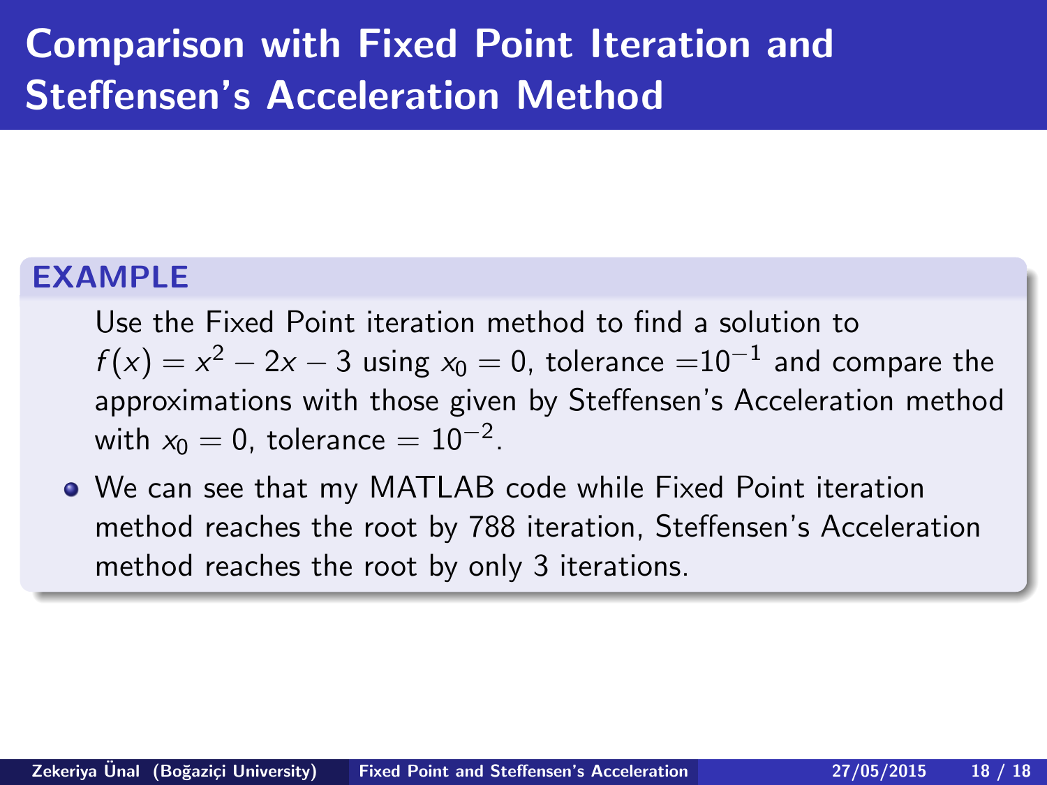# Comparison with Fixed Point Iteration and Steffensen's Acceleration Method

**EXAMPLE**

Use the Fixed Point iteration method to find a solution to $f(x) = x^2 - 2x - 3$ using $x_0 = 0$, tolerance $=10^{-1}$ and compare the approximations with those given by Steffensen's Acceleration method with $x_0 = 0$, tolerance $= 10^{-2}$.

- We can see that my MATLAB code while Fixed Point iteration method reaches the root by 788 iteration, Steffensen's Acceleration method reaches the root by only 3 iterations.